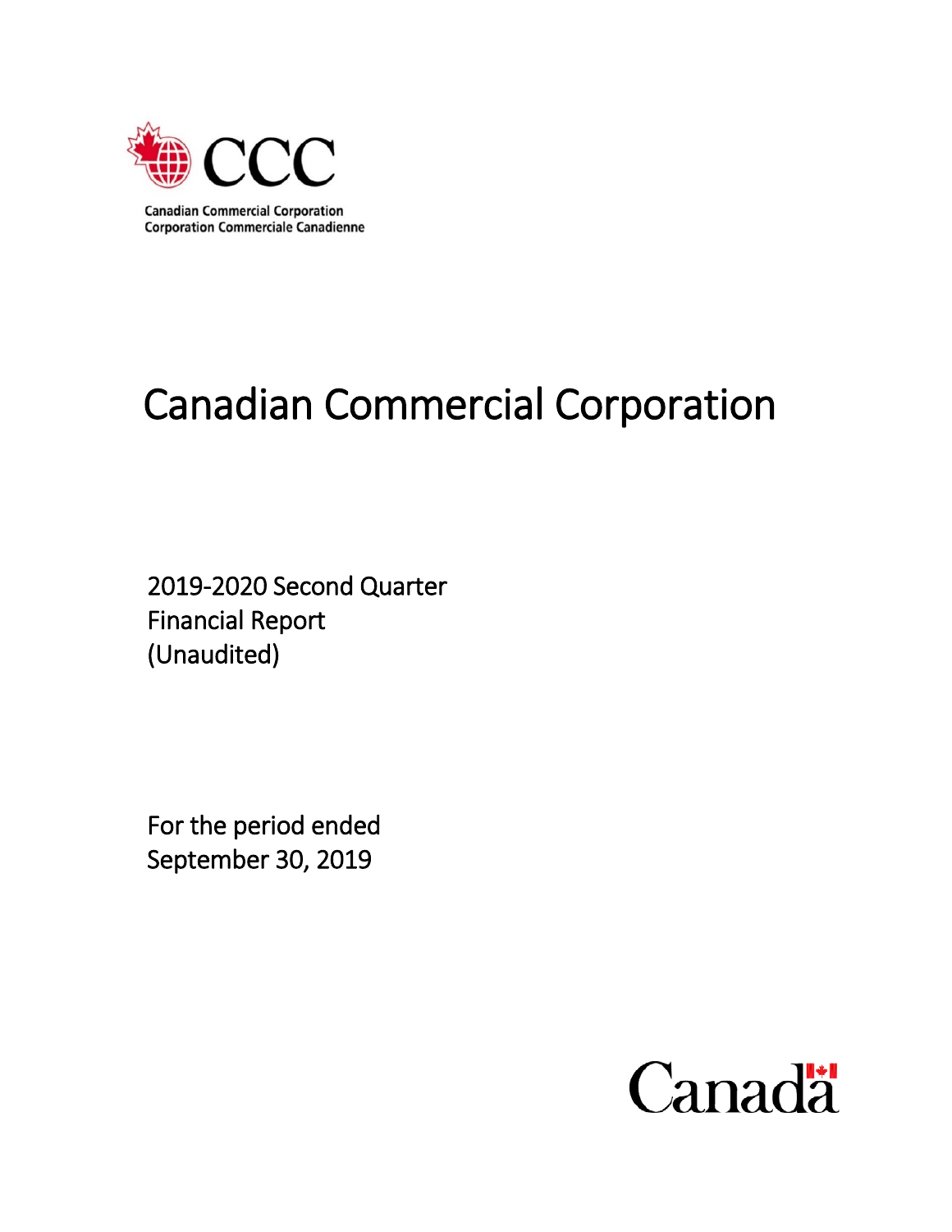CCC

Canadian Commercial Corporation
Corporation Commerciale Canadienne

# Canadian Commercial Corporation

2019-2020 Second Quarter
Financial Report
(Unaudited)

For the period ended
September 30, 2019

Canada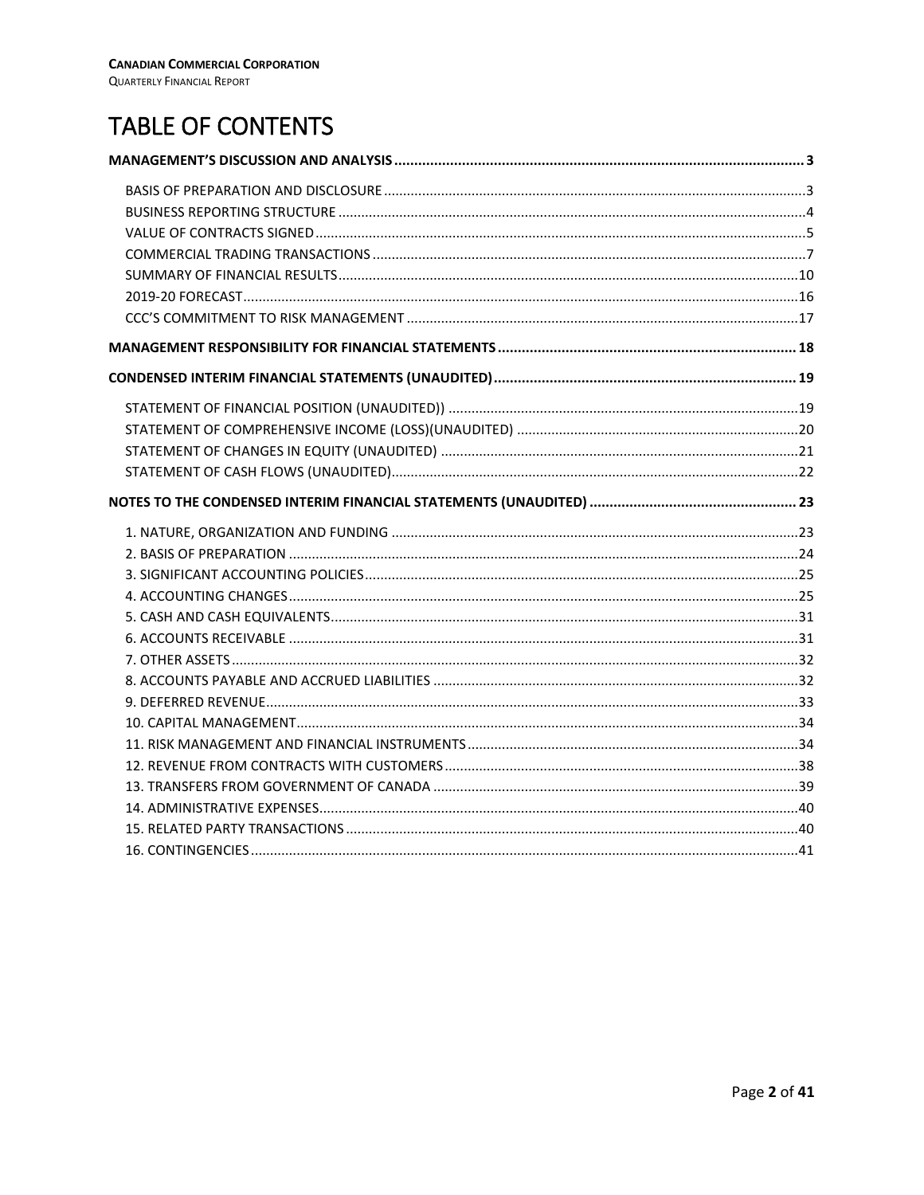# TABLE OF CONTENTS

**MANAGEMENT'S DISCUSSION AND ANALYSIS .......... 3**

- BASIS OF PREPARATION AND DISCLOSURE .......... 3
- BUSINESS REPORTING STRUCTURE .......... 4
- VALUE OF CONTRACTS SIGNED .......... 5
- COMMERCIAL TRADING TRANSACTIONS .......... 7
- SUMMARY OF FINANCIAL RESULTS .......... 10
- 2019-20 FORECAST .......... 16
- CCC'S COMMITMENT TO RISK MANAGEMENT .......... 17

**MANAGEMENT RESPONSIBILITY FOR FINANCIAL STATEMENTS .......... 18**

**CONDENSED INTERIM FINANCIAL STATEMENTS (UNAUDITED) .......... 19**

- STATEMENT OF FINANCIAL POSITION (UNAUDITED)) .......... 19
- STATEMENT OF COMPREHENSIVE INCOME (LOSS)(UNAUDITED) .......... 20
- STATEMENT OF CHANGES IN EQUITY (UNAUDITED) .......... 21
- STATEMENT OF CASH FLOWS (UNAUDITED) .......... 22

**NOTES TO THE CONDENSED INTERIM FINANCIAL STATEMENTS (UNAUDITED) .......... 23**

- 1. NATURE, ORGANIZATION AND FUNDING .......... 23
- 2. BASIS OF PREPARATION .......... 24
- 3. SIGNIFICANT ACCOUNTING POLICIES .......... 25
- 4. ACCOUNTING CHANGES .......... 25
- 5. CASH AND CASH EQUIVALENTS .......... 31
- 6. ACCOUNTS RECEIVABLE .......... 31
- 7. OTHER ASSETS .......... 32
- 8. ACCOUNTS PAYABLE AND ACCRUED LIABILITIES .......... 32
- 9. DEFERRED REVENUE .......... 33
- 10. CAPITAL MANAGEMENT .......... 34
- 11. RISK MANAGEMENT AND FINANCIAL INSTRUMENTS .......... 34
- 12. REVENUE FROM CONTRACTS WITH CUSTOMERS .......... 38
- 13. TRANSFERS FROM GOVERNMENT OF CANADA .......... 39
- 14. ADMINISTRATIVE EXPENSES .......... 40
- 15. RELATED PARTY TRANSACTIONS .......... 40
- 16. CONTINGENCIES .......... 41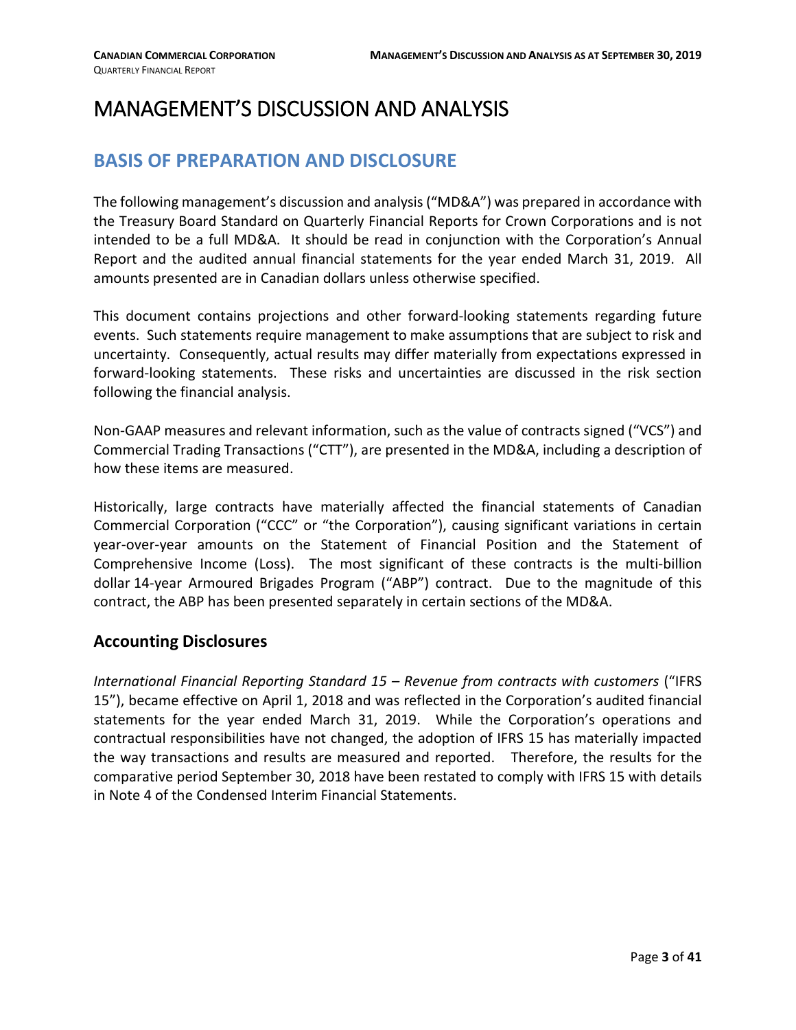# MANAGEMENT'S DISCUSSION AND ANALYSIS

## BASIS OF PREPARATION AND DISCLOSURE

The following management's discussion and analysis ("MD&A") was prepared in accordance with the Treasury Board Standard on Quarterly Financial Reports for Crown Corporations and is not intended to be a full MD&A. It should be read in conjunction with the Corporation's Annual Report and the audited annual financial statements for the year ended March 31, 2019. All amounts presented are in Canadian dollars unless otherwise specified.

This document contains projections and other forward-looking statements regarding future events. Such statements require management to make assumptions that are subject to risk and uncertainty. Consequently, actual results may differ materially from expectations expressed in forward-looking statements. These risks and uncertainties are discussed in the risk section following the financial analysis.

Non-GAAP measures and relevant information, such as the value of contracts signed ("VCS") and Commercial Trading Transactions ("CTT"), are presented in the MD&A, including a description of how these items are measured.

Historically, large contracts have materially affected the financial statements of Canadian Commercial Corporation ("CCC" or "the Corporation"), causing significant variations in certain year-over-year amounts on the Statement of Financial Position and the Statement of Comprehensive Income (Loss). The most significant of these contracts is the multi-billion dollar 14-year Armoured Brigades Program ("ABP") contract. Due to the magnitude of this contract, the ABP has been presented separately in certain sections of the MD&A.

### Accounting Disclosures

*International Financial Reporting Standard 15 – Revenue from contracts with customers* ("IFRS 15"), became effective on April 1, 2018 and was reflected in the Corporation's audited financial statements for the year ended March 31, 2019. While the Corporation's operations and contractual responsibilities have not changed, the adoption of IFRS 15 has materially impacted the way transactions and results are measured and reported. Therefore, the results for the comparative period September 30, 2018 have been restated to comply with IFRS 15 with details in Note 4 of the Condensed Interim Financial Statements.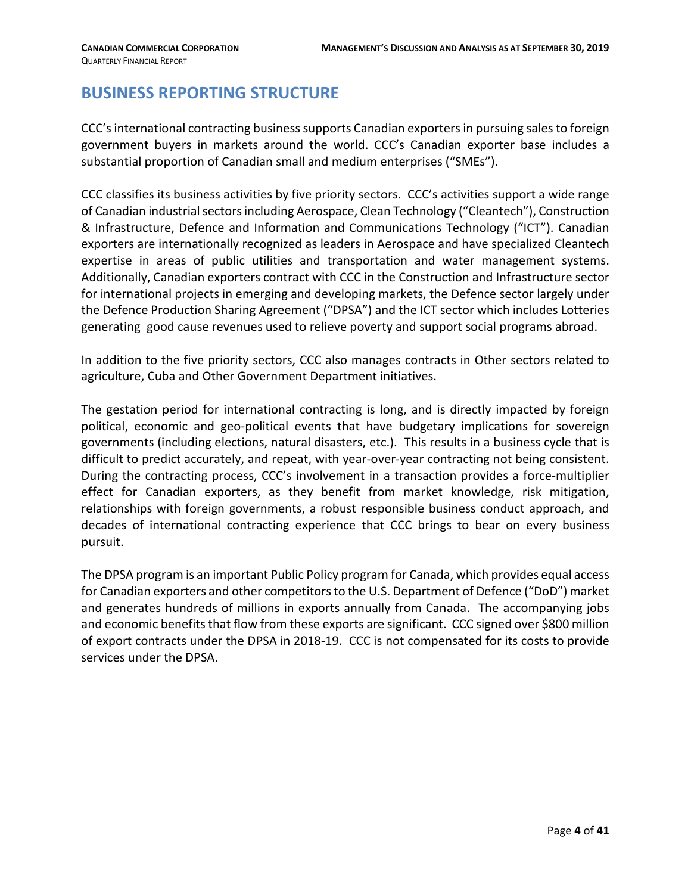# BUSINESS REPORTING STRUCTURE

CCC's international contracting business supports Canadian exporters in pursuing sales to foreign government buyers in markets around the world. CCC's Canadian exporter base includes a substantial proportion of Canadian small and medium enterprises ("SMEs").

CCC classifies its business activities by five priority sectors. CCC's activities support a wide range of Canadian industrial sectors including Aerospace, Clean Technology ("Cleantech"), Construction & Infrastructure, Defence and Information and Communications Technology ("ICT"). Canadian exporters are internationally recognized as leaders in Aerospace and have specialized Cleantech expertise in areas of public utilities and transportation and water management systems. Additionally, Canadian exporters contract with CCC in the Construction and Infrastructure sector for international projects in emerging and developing markets, the Defence sector largely under the Defence Production Sharing Agreement ("DPSA") and the ICT sector which includes Lotteries generating good cause revenues used to relieve poverty and support social programs abroad.

In addition to the five priority sectors, CCC also manages contracts in Other sectors related to agriculture, Cuba and Other Government Department initiatives.

The gestation period for international contracting is long, and is directly impacted by foreign political, economic and geo-political events that have budgetary implications for sovereign governments (including elections, natural disasters, etc.). This results in a business cycle that is difficult to predict accurately, and repeat, with year-over-year contracting not being consistent. During the contracting process, CCC's involvement in a transaction provides a force-multiplier effect for Canadian exporters, as they benefit from market knowledge, risk mitigation, relationships with foreign governments, a robust responsible business conduct approach, and decades of international contracting experience that CCC brings to bear on every business pursuit.

The DPSA program is an important Public Policy program for Canada, which provides equal access for Canadian exporters and other competitors to the U.S. Department of Defence ("DoD") market and generates hundreds of millions in exports annually from Canada. The accompanying jobs and economic benefits that flow from these exports are significant. CCC signed over $800 million of export contracts under the DPSA in 2018-19. CCC is not compensated for its costs to provide services under the DPSA.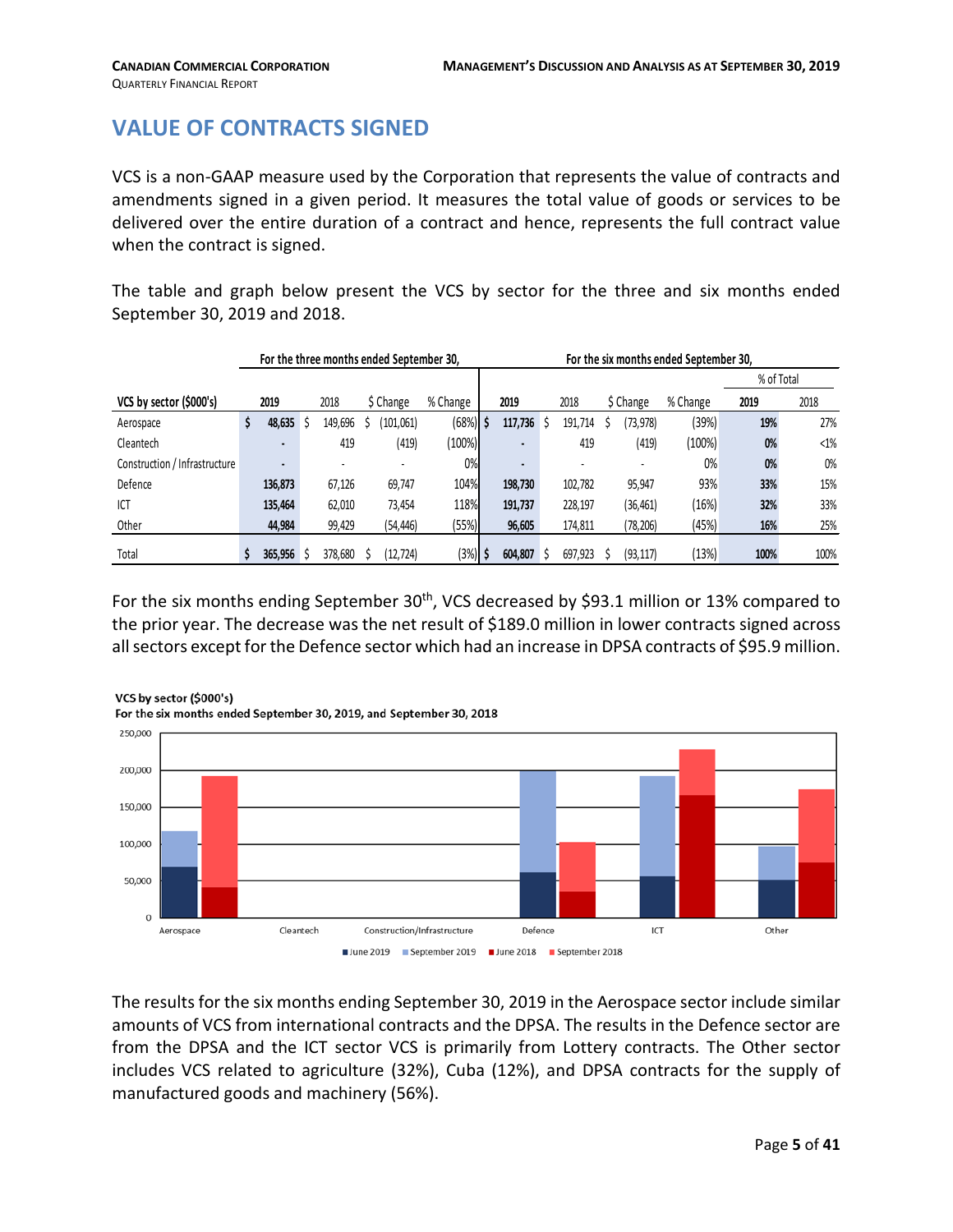# VALUE OF CONTRACTS SIGNED

VCS is a non-GAAP measure used by the Corporation that represents the value of contracts and amendments signed in a given period. It measures the total value of goods or services to be delivered over the entire duration of a contract and hence, represents the full contract value when the contract is signed.

The table and graph below present the VCS by sector for the three and six months ended September 30, 2019 and 2018.

| | For the three months ended September 30, | | | | For the six months ended September 30, | | | | | |
|---|---|---|---|---|---|---|---|---|---|---|
| | | | | | | | | | % of Total | |
| VCS by sector ($000's) | 2019 | 2018 | $ Change | % Change | 2019 | 2018 | $ Change | % Change | 2019 | 2018 |
| Aerospace | $ 48,635 | $ 149,696 | $ (101,061) | (68%) | $ 117,736 | $ 191,714 | $ (73,978) | (39%) | 19% | 27% |
| Cleantech | - | 419 | (419) | (100%) | - | 419 | (419) | (100%) | 0% | <1% |
| Construction / Infrastructure | - | - | - | 0% | - | - | - | 0% | 0% | 0% |
| Defence | 136,873 | 67,126 | 69,747 | 104% | 198,730 | 102,782 | 95,947 | 93% | 33% | 15% |
| ICT | 135,464 | 62,010 | 73,454 | 118% | 191,737 | 228,197 | (36,461) | (16%) | 32% | 33% |
| Other | 44,984 | 99,429 | (54,446) | (55%) | 96,605 | 174,811 | (78,206) | (45%) | 16% | 25% |
| Total | $ 365,956 | $ 378,680 | $ (12,724) | (3%) | $ 604,807 | $ 697,923 | $ (93,117) | (13%) | 100% | 100% |

For the six months ending September 30th, VCS decreased by $93.1 million or 13% compared to the prior year. The decrease was the net result of $189.0 million in lower contracts signed across all sectors except for the Defence sector which had an increase in DPSA contracts of $95.9 million.

**VCS by sector ($000's)**
**For the six months ended September 30, 2019, and September 30, 2018**

The results for the six months ending September 30, 2019 in the Aerospace sector include similar amounts of VCS from international contracts and the DPSA. The results in the Defence sector are from the DPSA and the ICT sector VCS is primarily from Lottery contracts. The Other sector includes VCS related to agriculture (32%), Cuba (12%), and DPSA contracts for the supply of manufactured goods and machinery (56%).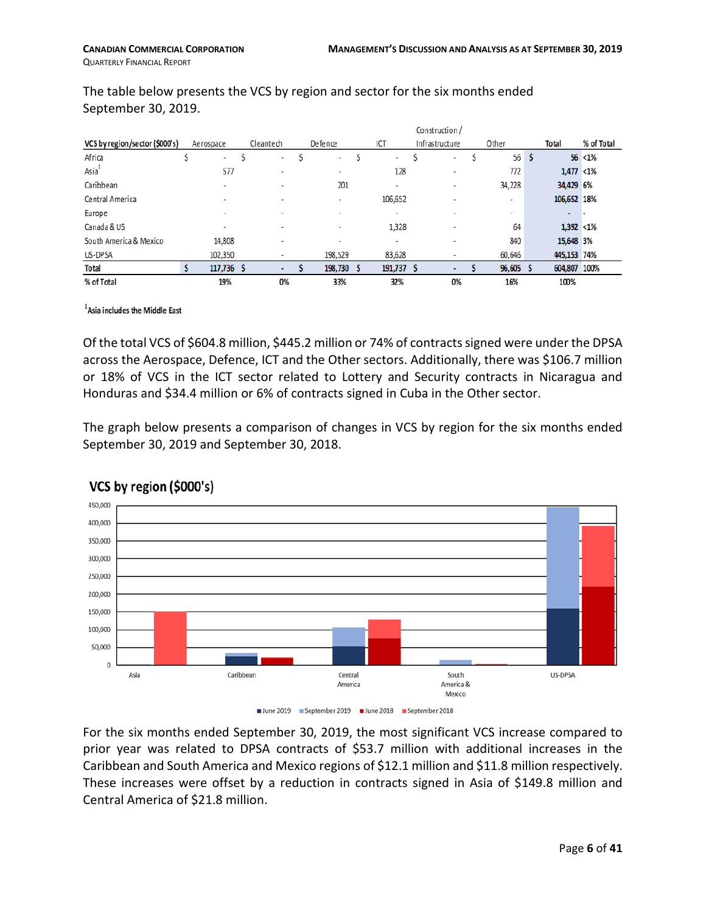The table below presents the VCS by region and sector for the six months ended September 30, 2019.

| VCS by region/sector ($000's) | Aerospace | Cleantech | Defence | ICT | Construction / Infrastructure | Other | Total | % of Total |
|---|---|---|---|---|---|---|---|---|
| Africa | $ - | $ - | $ - | $ - | $ - | $ 56 | $ 56 | <1% |
| Asia[1] | 577 | - | - | 128 | - | 772 | 1,477 | <1% |
| Caribbean | - | - | 201 | - | - | 34,228 | 34,429 | 6% |
| Central America | - | - | - | 106,652 | - | - | 106,652 | 18% |
| Europe | - | - | - | - | - | - | - | - |
| Canada & US | - | - | - | 1,328 | - | 64 | 1,392 | <1% |
| South America & Mexico | 14,808 | - | - | - | - | 840 | 15,648 | 3% |
| US-DPSA | 102,350 | - | 198,529 | 83,628 | - | 60,646 | 445,153 | 74% |
| **Total** | **$ 117,736** | **$ -** | **$ 198,730** | **$ 191,737** | **$ -** | **$ 96,605** | **$ 604,807** | **100%** |
| **% of Total** | **19%** | **0%** | **33%** | **32%** | **0%** | **16%** | **100%** | |

[1]Asia includes the Middle East

Of the total VCS of $604.8 million, $445.2 million or 74% of contracts signed were under the DPSA across the Aerospace, Defence, ICT and the Other sectors. Additionally, there was $106.7 million or 18% of VCS in the ICT sector related to Lottery and Security contracts in Nicaragua and Honduras and $34.4 million or 6% of contracts signed in Cuba in the Other sector.

The graph below presents a comparison of changes in VCS by region for the six months ended September 30, 2019 and September 30, 2018.

**VCS by region ($000's)**

For the six months ended September 30, 2019, the most significant VCS increase compared to prior year was related to DPSA contracts of $53.7 million with additional increases in the Caribbean and South America and Mexico regions of $12.1 million and $11.8 million respectively. These increases were offset by a reduction in contracts signed in Asia of $149.8 million and Central America of $21.8 million.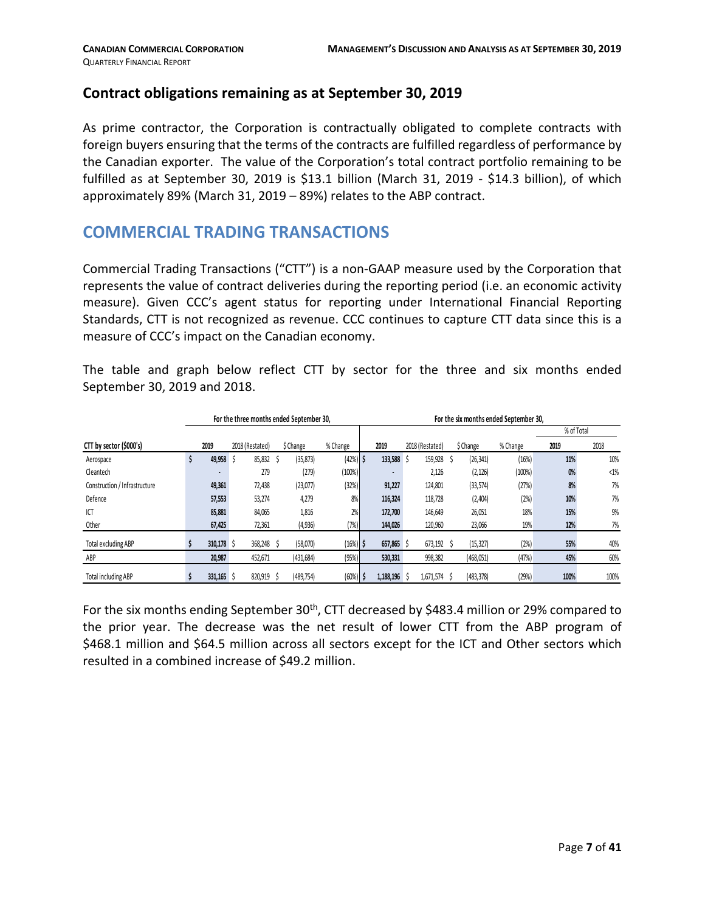## Contract obligations remaining as at September 30, 2019

As prime contractor, the Corporation is contractually obligated to complete contracts with foreign buyers ensuring that the terms of the contracts are fulfilled regardless of performance by the Canadian exporter. The value of the Corporation's total contract portfolio remaining to be fulfilled as at September 30, 2019 is $13.1 billion (March 31, 2019 - $14.3 billion), of which approximately 89% (March 31, 2019 – 89%) relates to the ABP contract.

# COMMERCIAL TRADING TRANSACTIONS

Commercial Trading Transactions ("CTT") is a non-GAAP measure used by the Corporation that represents the value of contract deliveries during the reporting period (i.e. an economic activity measure). Given CCC's agent status for reporting under International Financial Reporting Standards, CTT is not recognized as revenue. CCC continues to capture CTT data since this is a measure of CCC's impact on the Canadian economy.

The table and graph below reflect CTT by sector for the three and six months ended September 30, 2019 and 2018.

| | For the three months ended September 30, | | | | For the six months ended September 30, | | | | | |
|---|---|---|---|---|---|---|---|---|---|---|
| | | | | | | | | | % of Total | |
| CTT by sector ($000's) | 2019 | 2018 (Restated) | $ Change | % Change | 2019 | 2018 (Restated) | $ Change | % Change | 2019 | 2018 |
| Aerospace | $ 49,958 | $ 85,832 | $ (35,873) | (42%) | $ 133,588 | $ 159,928 | $ (26,341) | (16%) | 11% | 10% |
| Cleantech | - | 279 | (279) | (100%) | - | 2,126 | (2,126) | (100%) | 0% | <1% |
| Construction / Infrastructure | 49,361 | 72,438 | (23,077) | (32%) | 91,227 | 124,801 | (33,574) | (27%) | 8% | 7% |
| Defence | 57,553 | 53,274 | 4,279 | 8% | 116,324 | 118,728 | (2,404) | (2%) | 10% | 7% |
| ICT | 85,881 | 84,065 | 1,816 | 2% | 172,700 | 146,649 | 26,051 | 18% | 15% | 9% |
| Other | 67,425 | 72,361 | (4,936) | (7%) | 144,026 | 120,960 | 23,066 | 19% | 12% | 7% |
| Total excluding ABP | $ 310,178 | $ 368,248 | $ (58,070) | (16%) | $ 657,865 | $ 673,192 | $ (15,327) | (2%) | 55% | 40% |
| ABP | 20,987 | 452,671 | (431,684) | (95%) | 530,331 | 998,382 | (468,051) | (47%) | 45% | 60% |
| Total including ABP | $ 331,165 | $ 820,919 | $ (489,754) | (60%) | $ 1,188,196 | $ 1,671,574 | $ (483,378) | (29%) | 100% | 100% |

For the six months ending September 30th, CTT decreased by $483.4 million or 29% compared to the prior year. The decrease was the net result of lower CTT from the ABP program of $468.1 million and $64.5 million across all sectors except for the ICT and Other sectors which resulted in a combined increase of $49.2 million.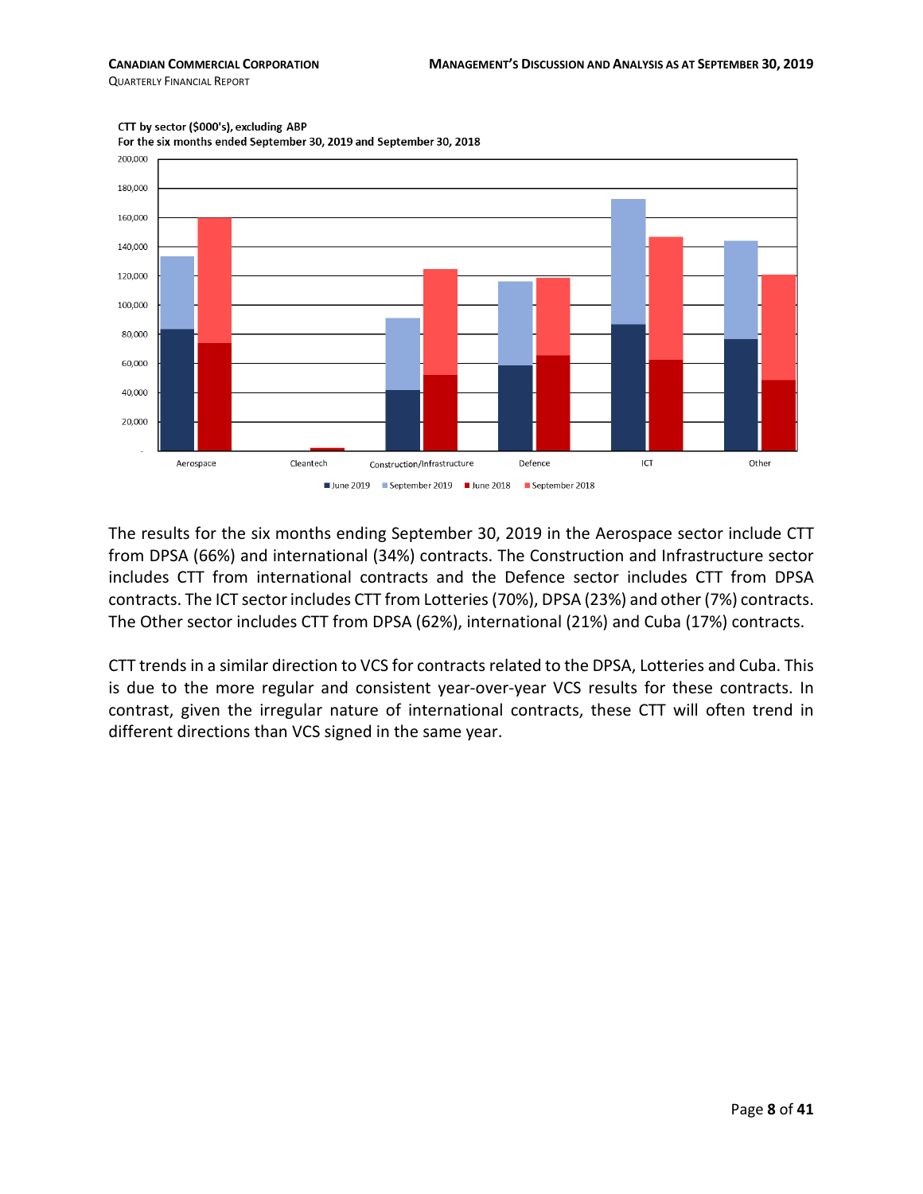CTT by sector ($000's), excluding ABP
For the six months ended September 30, 2019 and September 30, 2018

The results for the six months ending September 30, 2019 in the Aerospace sector include CTT from DPSA (66%) and international (34%) contracts. The Construction and Infrastructure sector includes CTT from international contracts and the Defence sector includes CTT from DPSA contracts. The ICT sector includes CTT from Lotteries (70%), DPSA (23%) and other (7%) contracts. The Other sector includes CTT from DPSA (62%), international (21%) and Cuba (17%) contracts.

CTT trends in a similar direction to VCS for contracts related to the DPSA, Lotteries and Cuba. This is due to the more regular and consistent year-over-year VCS results for these contracts. In contrast, given the irregular nature of international contracts, these CTT will often trend in different directions than VCS signed in the same year.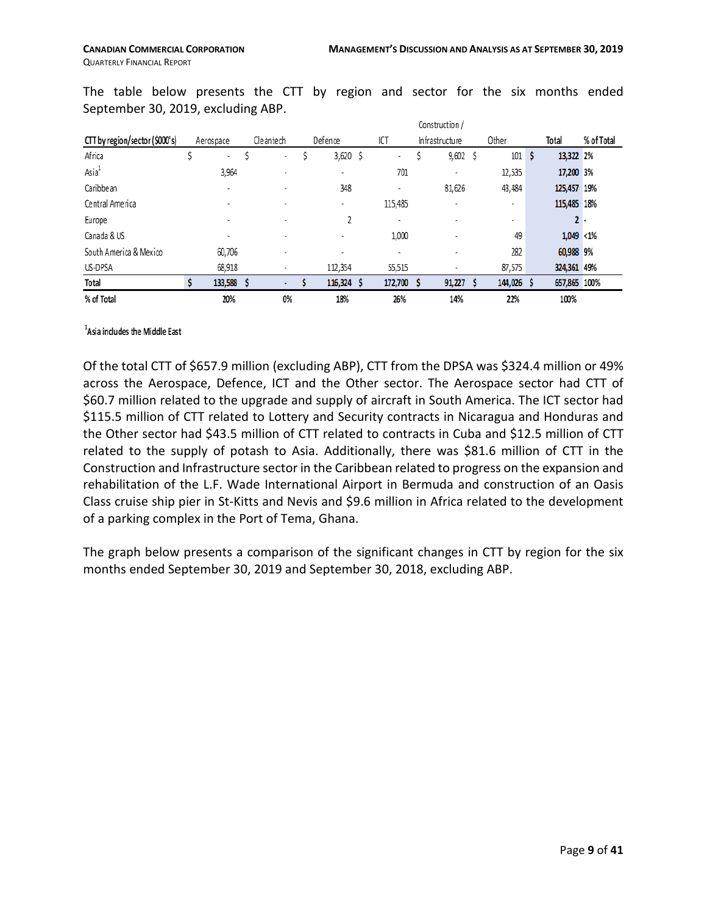The table below presents the CTT by region and sector for the six months ended September 30, 2019, excluding ABP.

| CTT by region/sector ($000's) | Aerospace | Cleantech | Defence | ICT | Construction / Infrastructure | Other | Total | % of Total |
|---|---|---|---|---|---|---|---|---|
| Africa | $ - | $ - | $ 3,620 | $ - | $ 9,602 | $ 101 | $ 13,322 | 2% |
| Asia[1] | 3,964 | - | - | 701 | - | 12,535 | 17,200 | 3% |
| Caribbean | - | - | 348 | - | 81,626 | 43,484 | 125,457 | 19% |
| Central America | - | - | - | 115,485 | - | - | 115,485 | 18% |
| Europe | - | - | 2 | - | - | - | 2 | - |
| Canada & US | - | - | - | 1,000 | - | 49 | 1,049 | <1% |
| South America & Mexico | 60,706 | - | - | - | - | 282 | 60,988 | 9% |
| US-DPSA | 68,918 | - | 112,354 | 55,515 | - | 87,575 | 324,361 | 49% |
| **Total** | **$ 133,588** | **$ -** | **$ 116,324** | **$ 172,700** | **$ 91,227** | **$ 144,026** | **$ 657,865** | **100%** |
| **% of Total** | **20%** | **0%** | **18%** | **26%** | **14%** | **22%** | **100%** | |

[1]**Asia includes the Middle East**

Of the total CTT of $657.9 million (excluding ABP), CTT from the DPSA was $324.4 million or 49% across the Aerospace, Defence, ICT and the Other sector. The Aerospace sector had CTT of $60.7 million related to the upgrade and supply of aircraft in South America. The ICT sector had $115.5 million of CTT related to Lottery and Security contracts in Nicaragua and Honduras and the Other sector had $43.5 million of CTT related to contracts in Cuba and $12.5 million of CTT related to the supply of potash to Asia. Additionally, there was $81.6 million of CTT in the Construction and Infrastructure sector in the Caribbean related to progress on the expansion and rehabilitation of the L.F. Wade International Airport in Bermuda and construction of an Oasis Class cruise ship pier in St-Kitts and Nevis and $9.6 million in Africa related to the development of a parking complex in the Port of Tema, Ghana.

The graph below presents a comparison of the significant changes in CTT by region for the six months ended September 30, 2019 and September 30, 2018, excluding ABP.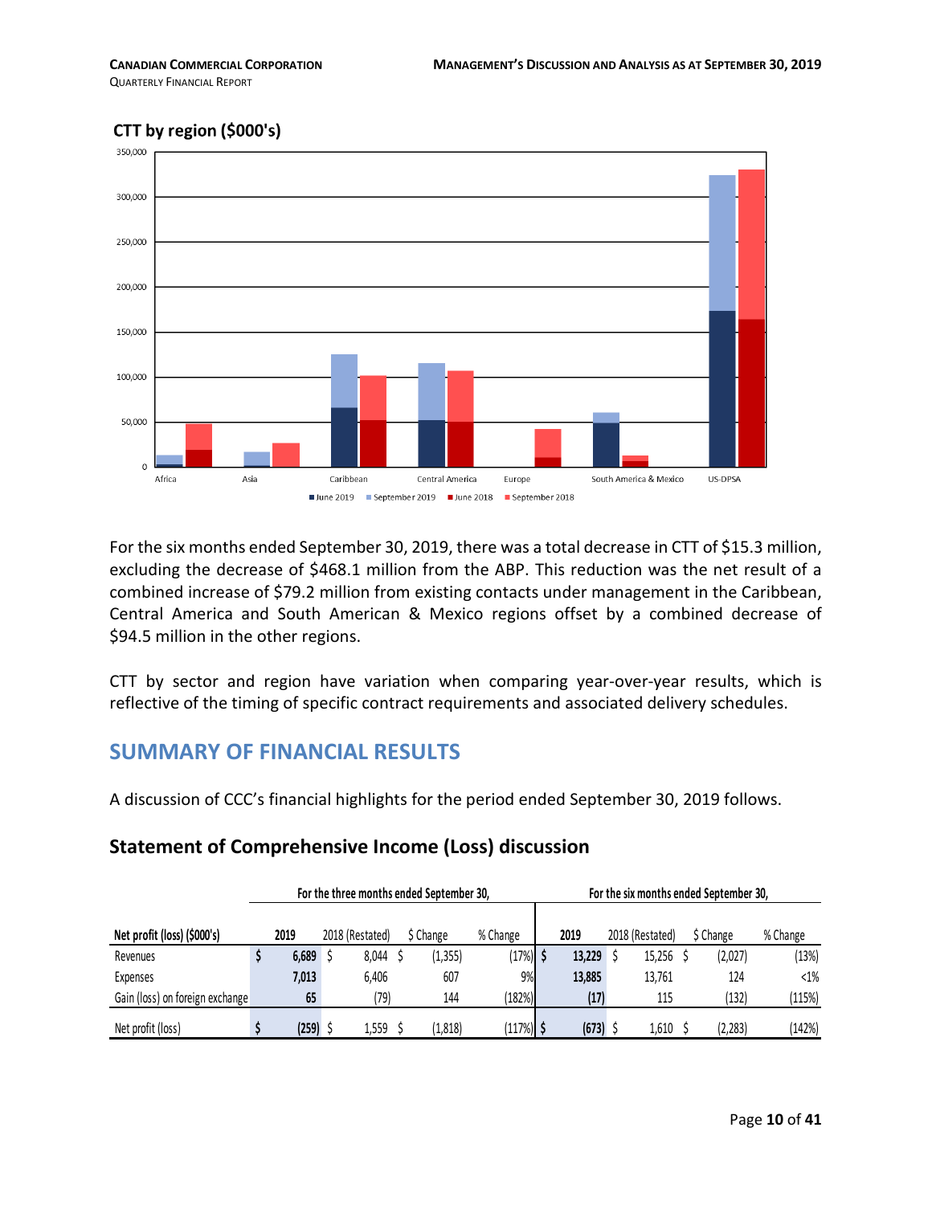**CTT by region ($000's)**

For the six months ended September 30, 2019, there was a total decrease in CTT of $15.3 million, excluding the decrease of $468.1 million from the ABP. This reduction was the net result of a combined increase of $79.2 million from existing contacts under management in the Caribbean, Central America and South American & Mexico regions offset by a combined decrease of $94.5 million in the other regions.

CTT by sector and region have variation when comparing year-over-year results, which is reflective of the timing of specific contract requirements and associated delivery schedules.

## SUMMARY OF FINANCIAL RESULTS

A discussion of CCC's financial highlights for the period ended September 30, 2019 follows.

### Statement of Comprehensive Income (Loss) discussion

| | For the three months ended September 30, | | | | For the six months ended September 30, | | | |
|---|---|---|---|---|---|---|---|---|
| **Net profit (loss) ($000's)** | **2019** | 2018 (Restated) | $ Change | % Change | **2019** | 2018 (Restated) | $ Change | % Change |
| Revenues | **$ 6,689** | $ 8,044 | $ (1,355) | (17%) | **$ 13,229** | $ 15,256 | $ (2,027) | (13%) |
| Expenses | **7,013** | 6,406 | 607 | 9% | **13,885** | 13,761 | 124 | <1% |
| Gain (loss) on foreign exchange | **65** | (79) | 144 | (182%) | **(17)** | 115 | (132) | (115%) |
| Net profit (loss) | **$ (259)** | $ 1,559 | $ (1,818) | (117%) | **$ (673)** | $ 1,610 | $ (2,283) | (142%) |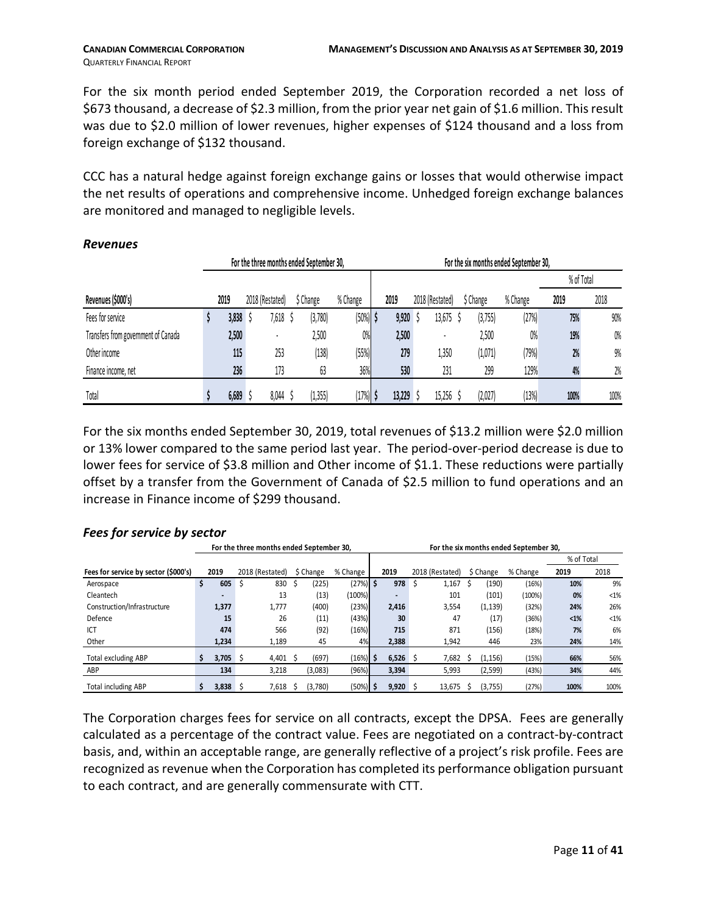For the six month period ended September 2019, the Corporation recorded a net loss of $673 thousand, a decrease of $2.3 million, from the prior year net gain of $1.6 million. This result was due to $2.0 million of lower revenues, higher expenses of $124 thousand and a loss from foreign exchange of $132 thousand.

CCC has a natural hedge against foreign exchange gains or losses that would otherwise impact the net results of operations and comprehensive income. Unhedged foreign exchange balances are monitored and managed to negligible levels.

### *Revenues*

| | For the three months ended September 30, | | | | For the six months ended September 30, | | | | | |
|---|---|---|---|---|---|---|---|---|---|---|
| | | | | | | | | | % of Total | |
| Revenues ($000's) | 2019 | 2018 (Restated) | $ Change | % Change | 2019 | 2018 (Restated) | $ Change | % Change | 2019 | 2018 |
| Fees for service | $ 3,838 | $ 7,618 | $ (3,780) | (50%) | $ 9,920 | $ 13,675 | $ (3,755) | (27%) | 75% | 90% |
| Transfers from government of Canada | 2,500 | - | 2,500 | 0% | 2,500 | - | 2,500 | 0% | 19% | 0% |
| Other income | 115 | 253 | (138) | (55%) | 279 | 1,350 | (1,071) | (79%) | 2% | 9% |
| Finance income, net | 236 | 173 | 63 | 36% | 530 | 231 | 299 | 129% | 4% | 2% |
| Total | $ 6,689 | $ 8,044 | $ (1,355) | (17%) | $ 13,229 | $ 15,256 | $ (2,027) | (13%) | 100% | 100% |

For the six months ended September 30, 2019, total revenues of $13.2 million were $2.0 million or 13% lower compared to the same period last year. The period-over-period decrease is due to lower fees for service of $3.8 million and Other income of $1.1. These reductions were partially offset by a transfer from the Government of Canada of $2.5 million to fund operations and an increase in Finance income of $299 thousand.

### *Fees for service by sector*

| | For the three months ended September 30, | | | | For the six months ended September 30, | | | | | |
|---|---|---|---|---|---|---|---|---|---|---|
| | | | | | | | | | % of Total | |
| Fees for service by sector ($000's) | 2019 | 2018 (Restated) | $ Change | % Change | 2019 | 2018 (Restated) | $ Change | % Change | 2019 | 2018 |
| Aerospace | $ 605 | $ 830 | $ (225) | (27%) | $ 978 | $ 1,167 | $ (190) | (16%) | 10% | 9% |
| Cleantech | - | 13 | (13) | (100%) | - | 101 | (101) | (100%) | 0% | <1% |
| Construction/Infrastructure | 1,377 | 1,777 | (400) | (23%) | 2,416 | 3,554 | (1,139) | (32%) | 24% | 26% |
| Defence | 15 | 26 | (11) | (43%) | 30 | 47 | (17) | (36%) | <1% | <1% |
| ICT | 474 | 566 | (92) | (16%) | 715 | 871 | (156) | (18%) | 7% | 6% |
| Other | 1,234 | 1,189 | 45 | 4% | 2,388 | 1,942 | 446 | 23% | 24% | 14% |
| Total excluding ABP | $ 3,705 | $ 4,401 | $ (697) | (16%) | $ 6,526 | $ 7,682 | $ (1,156) | (15%) | 66% | 56% |
| ABP | 134 | 3,218 | (3,083) | (96%) | 3,394 | 5,993 | (2,599) | (43%) | 34% | 44% |
| Total including ABP | $ 3,838 | $ 7,618 | $ (3,780) | (50%) | $ 9,920 | $ 13,675 | $ (3,755) | (27%) | 100% | 100% |

The Corporation charges fees for service on all contracts, except the DPSA. Fees are generally calculated as a percentage of the contract value. Fees are negotiated on a contract-by-contract basis, and, within an acceptable range, are generally reflective of a project's risk profile. Fees are recognized as revenue when the Corporation has completed its performance obligation pursuant to each contract, and are generally commensurate with CTT.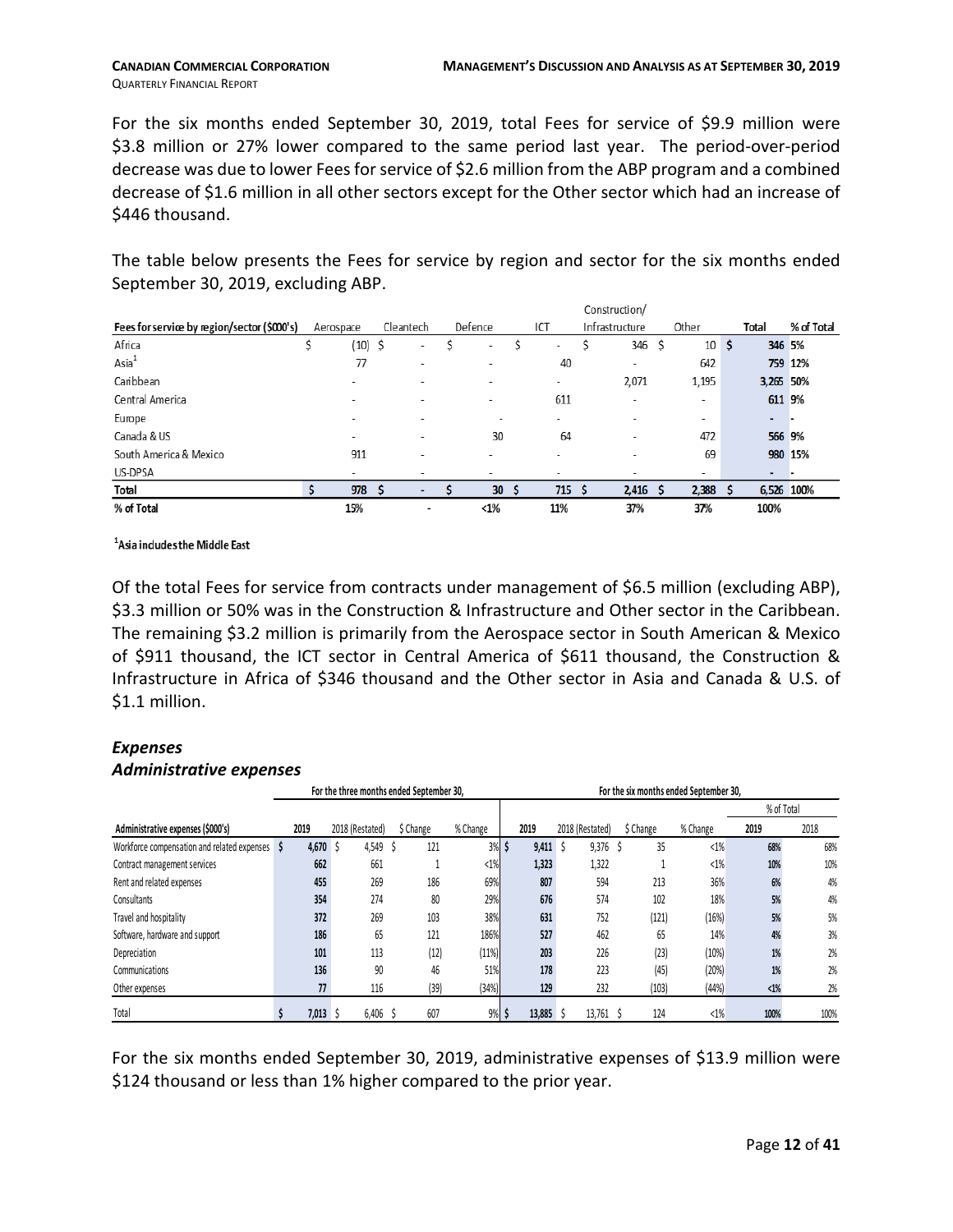For the six months ended September 30, 2019, total Fees for service of $9.9 million were $3.8 million or 27% lower compared to the same period last year. The period-over-period decrease was due to lower Fees for service of $2.6 million from the ABP program and a combined decrease of $1.6 million in all other sectors except for the Other sector which had an increase of $446 thousand.

The table below presents the Fees for service by region and sector for the six months ended September 30, 2019, excluding ABP.

| Fees for service by region/sector ($000's) | Aerospace | Cleantech | Defence | ICT | Construction/ Infrastructure | Other | Total | % of Total |
|---|---|---|---|---|---|---|---|---|
| Africa | $ (10) | $ - | $ - | $ - | $ 346 | $ 10 | $ 346 | 5% |
| Asia[1] | 77 | - | - | 40 | - | 642 | 759 | 12% |
| Caribbean | - | - | - | - | 2,071 | 1,195 | 3,265 | 50% |
| Central America | - | - | - | 611 | - | - | 611 | 9% |
| Europe | - | - | - | - | - | - | - | - |
| Canada & US | - | - | 30 | 64 | - | 472 | 566 | 9% |
| South America & Mexico | 911 | - | - | - | - | 69 | 980 | 15% |
| US-DPSA | - | - | - | - | - | - | - | - |
| **Total** | **$ 978** | **$ -** | **$ 30** | **$ 715** | **$ 2,416** | **$ 2,388** | **$ 6,526** | **100%** |
| **% of Total** | **15%** | **-** | **<1%** | **11%** | **37%** | **37%** | **100%** | |

[1]Asia includes the Middle East

Of the total Fees for service from contracts under management of $6.5 million (excluding ABP), $3.3 million or 50% was in the Construction & Infrastructure and Other sector in the Caribbean. The remaining $3.2 million is primarily from the Aerospace sector in South American & Mexico of $911 thousand, the ICT sector in Central America of $611 thousand, the Construction & Infrastructure in Africa of $346 thousand and the Other sector in Asia and Canada & U.S. of $1.1 million.

## *Expenses*

### *Administrative expenses*

| | For the three months ended September 30, | | | | For the six months ended September 30, | | | | | |
|---|---|---|---|---|---|---|---|---|---|---|
| | | | | | | | | | % of Total | |
| Administrative expenses ($000's) | 2019 | 2018 (Restated) | $ Change | % Change | 2019 | 2018 (Restated) | $ Change | % Change | 2019 | 2018 |
| Workforce compensation and related expenses | $ 4,670 | $ 4,549 | $ 121 | 3% | $ 9,411 | $ 9,376 | $ 35 | <1% | 68% | 68% |
| Contract management services | 662 | 661 | 1 | <1% | 1,323 | 1,322 | 1 | <1% | 10% | 10% |
| Rent and related expenses | 455 | 269 | 186 | 69% | 807 | 594 | 213 | 36% | 6% | 4% |
| Consultants | 354 | 274 | 80 | 29% | 676 | 574 | 102 | 18% | 5% | 4% |
| Travel and hospitality | 372 | 269 | 103 | 38% | 631 | 752 | (121) | (16%) | 5% | 5% |
| Software, hardware and support | 186 | 65 | 121 | 186% | 527 | 462 | 65 | 14% | 4% | 3% |
| Depreciation | 101 | 113 | (12) | (11%) | 203 | 226 | (23) | (10%) | 1% | 2% |
| Communications | 136 | 90 | 46 | 51% | 178 | 223 | (45) | (20%) | 1% | 2% |
| Other expenses | 77 | 116 | (39) | (34%) | 129 | 232 | (103) | (44%) | <1% | 2% |
| Total | $ 7,013 | $ 6,406 | $ 607 | 9% | $ 13,885 | $ 13,761 | $ 124 | <1% | 100% | 100% |

For the six months ended September 30, 2019, administrative expenses of $13.9 million were $124 thousand or less than 1% higher compared to the prior year.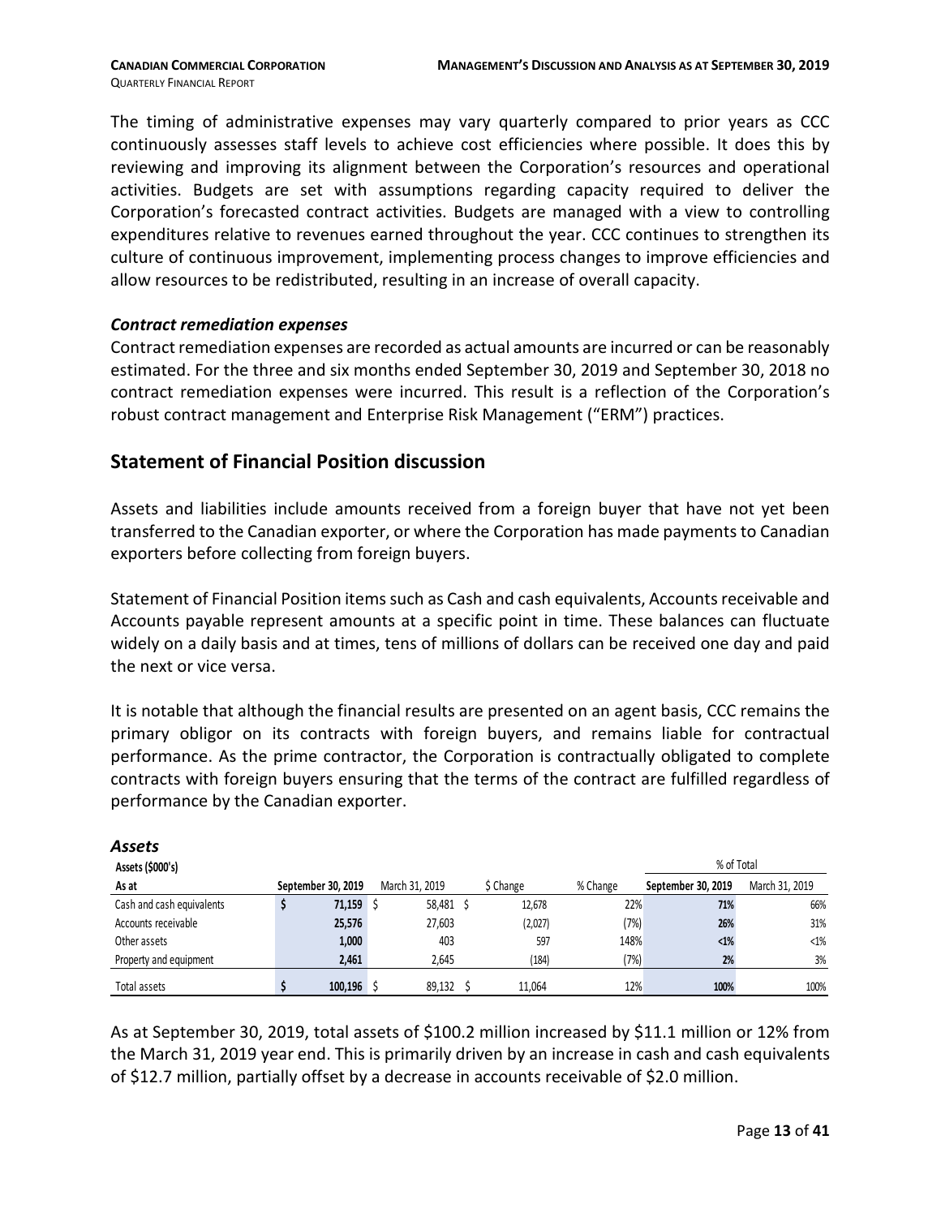The timing of administrative expenses may vary quarterly compared to prior years as CCC continuously assesses staff levels to achieve cost efficiencies where possible. It does this by reviewing and improving its alignment between the Corporation's resources and operational activities. Budgets are set with assumptions regarding capacity required to deliver the Corporation's forecasted contract activities. Budgets are managed with a view to controlling expenditures relative to revenues earned throughout the year. CCC continues to strengthen its culture of continuous improvement, implementing process changes to improve efficiencies and allow resources to be redistributed, resulting in an increase of overall capacity.

### *Contract remediation expenses*

Contract remediation expenses are recorded as actual amounts are incurred or can be reasonably estimated. For the three and six months ended September 30, 2019 and September 30, 2018 no contract remediation expenses were incurred. This result is a reflection of the Corporation's robust contract management and Enterprise Risk Management ("ERM") practices.

## Statement of Financial Position discussion

Assets and liabilities include amounts received from a foreign buyer that have not yet been transferred to the Canadian exporter, or where the Corporation has made payments to Canadian exporters before collecting from foreign buyers.

Statement of Financial Position items such as Cash and cash equivalents, Accounts receivable and Accounts payable represent amounts at a specific point in time. These balances can fluctuate widely on a daily basis and at times, tens of millions of dollars can be received one day and paid the next or vice versa.

It is notable that although the financial results are presented on an agent basis, CCC remains the primary obligor on its contracts with foreign buyers, and remains liable for contractual performance. As the prime contractor, the Corporation is contractually obligated to complete contracts with foreign buyers ensuring that the terms of the contract are fulfilled regardless of performance by the Canadian exporter.

### *Assets*

| **Assets ($000's)** | | | | | % of Total | |
|---|---|---|---|---|---|---|
| **As at** | **September 30, 2019** | March 31, 2019 | $ Change | % Change | **September 30, 2019** | March 31, 2019 |
| Cash and cash equivalents | **$ 71,159** | $ 58,481 | $ 12,678 | 22% | **71%** | 66% |
| Accounts receivable | **25,576** | 27,603 | (2,027) | (7%) | **26%** | 31% |
| Other assets | **1,000** | 403 | 597 | 148% | **<1%** | <1% |
| Property and equipment | **2,461** | 2,645 | (184) | (7%) | **2%** | 3% |
| Total assets | **$ 100,196** | $ 89,132 | $ 11,064 | 12% | **100%** | 100% |

As at September 30, 2019, total assets of $100.2 million increased by $11.1 million or 12% from the March 31, 2019 year end. This is primarily driven by an increase in cash and cash equivalents of $12.7 million, partially offset by a decrease in accounts receivable of $2.0 million.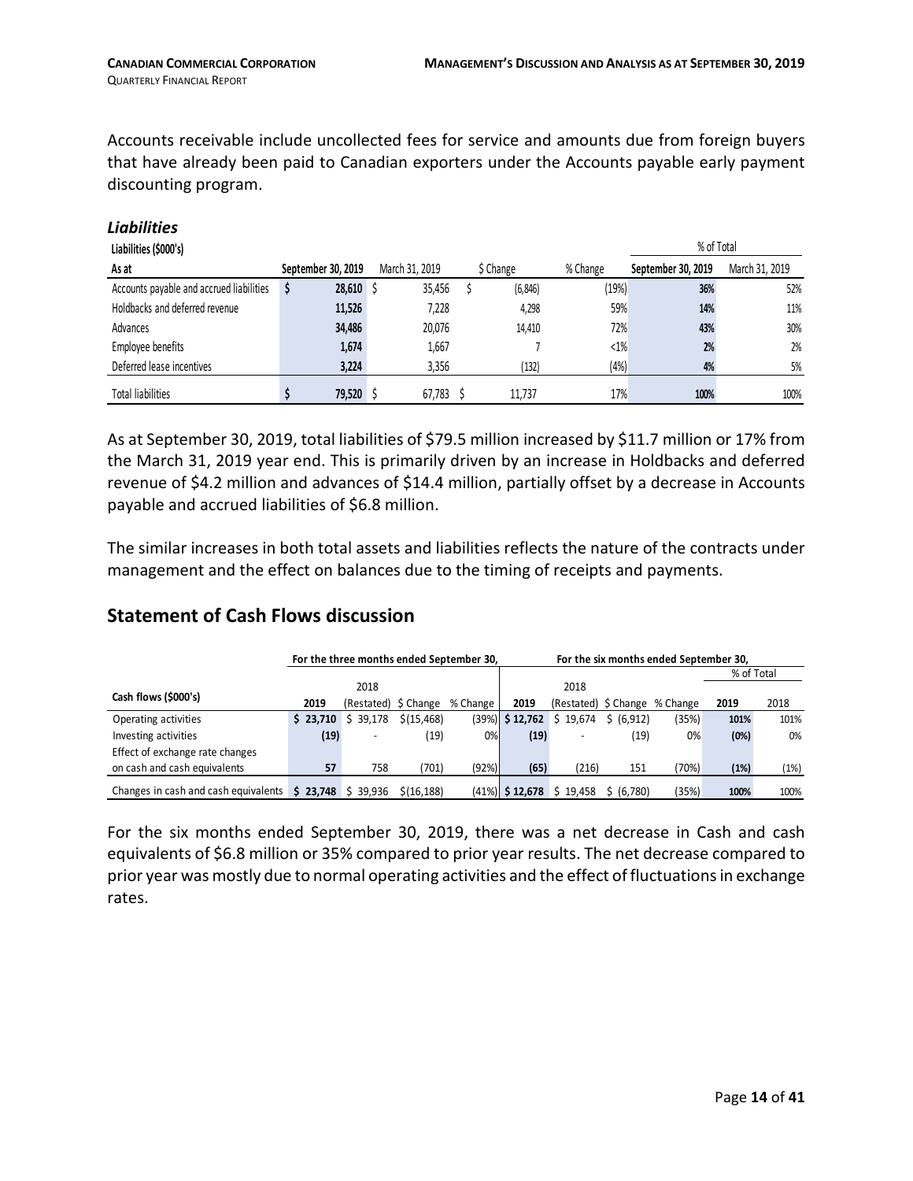Accounts receivable include uncollected fees for service and amounts due from foreign buyers that have already been paid to Canadian exporters under the Accounts payable early payment discounting program.

### *Liabilities*

| Liabilities ($000's) | | | | | % of Total | |
|---|---|---|---|---|---|---|
| As at | September 30, 2019 | March 31, 2019 | $ Change | % Change | September 30, 2019 | March 31, 2019 |
| Accounts payable and accrued liabilities | $ 28,610 | $ 35,456 | $ (6,846) | (19%) | 36% | 52% |
| Holdbacks and deferred revenue | 11,526 | 7,228 | 4,298 | 59% | 14% | 11% |
| Advances | 34,486 | 20,076 | 14,410 | 72% | 43% | 30% |
| Employee benefits | 1,674 | 1,667 | 7 | <1% | 2% | 2% |
| Deferred lease incentives | 3,224 | 3,356 | (132) | (4%) | 4% | 5% |
| Total liabilities | $ 79,520 | $ 67,783 | $ 11,737 | 17% | 100% | 100% |

As at September 30, 2019, total liabilities of $79.5 million increased by $11.7 million or 17% from the March 31, 2019 year end. This is primarily driven by an increase in Holdbacks and deferred revenue of $4.2 million and advances of $14.4 million, partially offset by a decrease in Accounts payable and accrued liabilities of $6.8 million.

The similar increases in both total assets and liabilities reflects the nature of the contracts under management and the effect on balances due to the timing of receipts and payments.

## Statement of Cash Flows discussion

| | For the three months ended September 30, | | | | For the six months ended September 30, | | | | % of Total | |
|---|---|---|---|---|---|---|---|---|---|---|
| Cash flows ($000's) | 2019 | 2018 (Restated) | $ Change | % Change | 2019 | 2018 (Restated) | $ Change | % Change | 2019 | 2018 |
| Operating activities | $ 23,710 | $ 39,178 | $(15,468) | (39%) | $ 12,762 | $ 19,674 | $ (6,912) | (35%) | 101% | 101% |
| Investing activities | (19) | - | (19) | 0% | (19) | - | (19) | 0% | (0%) | 0% |
| Effect of exchange rate changes on cash and cash equivalents | 57 | 758 | (701) | (92%) | (65) | (216) | 151 | (70%) | (1%) | (1%) |
| Changes in cash and cash equivalents | $ 23,748 | $ 39,936 | $(16,188) | (41%) | $ 12,678 | $ 19,458 | $ (6,780) | (35%) | 100% | 100% |

For the six months ended September 30, 2019, there was a net decrease in Cash and cash equivalents of $6.8 million or 35% compared to prior year results. The net decrease compared to prior year was mostly due to normal operating activities and the effect of fluctuations in exchange rates.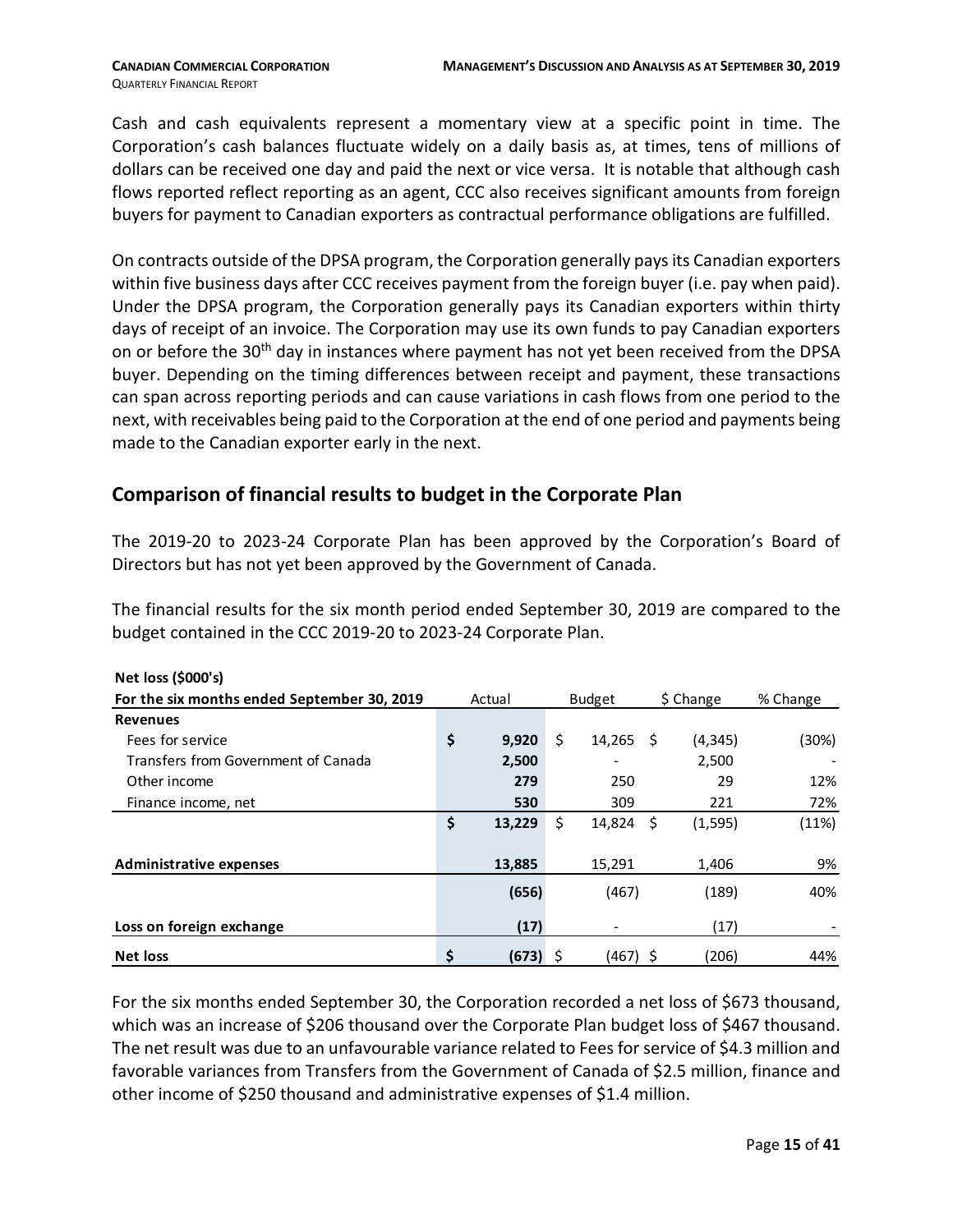Cash and cash equivalents represent a momentary view at a specific point in time. The Corporation's cash balances fluctuate widely on a daily basis as, at times, tens of millions of dollars can be received one day and paid the next or vice versa. It is notable that although cash flows reported reflect reporting as an agent, CCC also receives significant amounts from foreign buyers for payment to Canadian exporters as contractual performance obligations are fulfilled.

On contracts outside of the DPSA program, the Corporation generally pays its Canadian exporters within five business days after CCC receives payment from the foreign buyer (i.e. pay when paid). Under the DPSA program, the Corporation generally pays its Canadian exporters within thirty days of receipt of an invoice. The Corporation may use its own funds to pay Canadian exporters on or before the 30th day in instances where payment has not yet been received from the DPSA buyer. Depending on the timing differences between receipt and payment, these transactions can span across reporting periods and can cause variations in cash flows from one period to the next, with receivables being paid to the Corporation at the end of one period and payments being made to the Canadian exporter early in the next.

## Comparison of financial results to budget in the Corporate Plan

The 2019-20 to 2023-24 Corporate Plan has been approved by the Corporation's Board of Directors but has not yet been approved by the Government of Canada.

The financial results for the six month period ended September 30, 2019 are compared to the budget contained in the CCC 2019-20 to 2023-24 Corporate Plan.

| **Net loss ($000's)**<br>**For the six months ended September 30, 2019** | Actual | Budget | $ Change | % Change |
|---|---|---|---|---|
| **Revenues** | | | | |
| Fees for service | $ **9,920** | $ 14,265 | $ (4,345) | (30%) |
| Transfers from Government of Canada | **2,500** | - | 2,500 | - |
| Other income | **279** | 250 | 29 | 12% |
| Finance income, net | **530** | 309 | 221 | 72% |
| | $ **13,229** | $ 14,824 | $ (1,595) | (11%) |
| **Administrative expenses** | **13,885** | 15,291 | 1,406 | 9% |
| | **(656)** | (467) | (189) | 40% |
| **Loss on foreign exchange** | **(17)** | - | (17) | - |
| **Net loss** | $ **(673)** | $ (467) | $ (206) | 44% |

For the six months ended September 30, the Corporation recorded a net loss of $673 thousand, which was an increase of $206 thousand over the Corporate Plan budget loss of $467 thousand. The net result was due to an unfavourable variance related to Fees for service of $4.3 million and favorable variances from Transfers from the Government of Canada of $2.5 million, finance and other income of $250 thousand and administrative expenses of $1.4 million.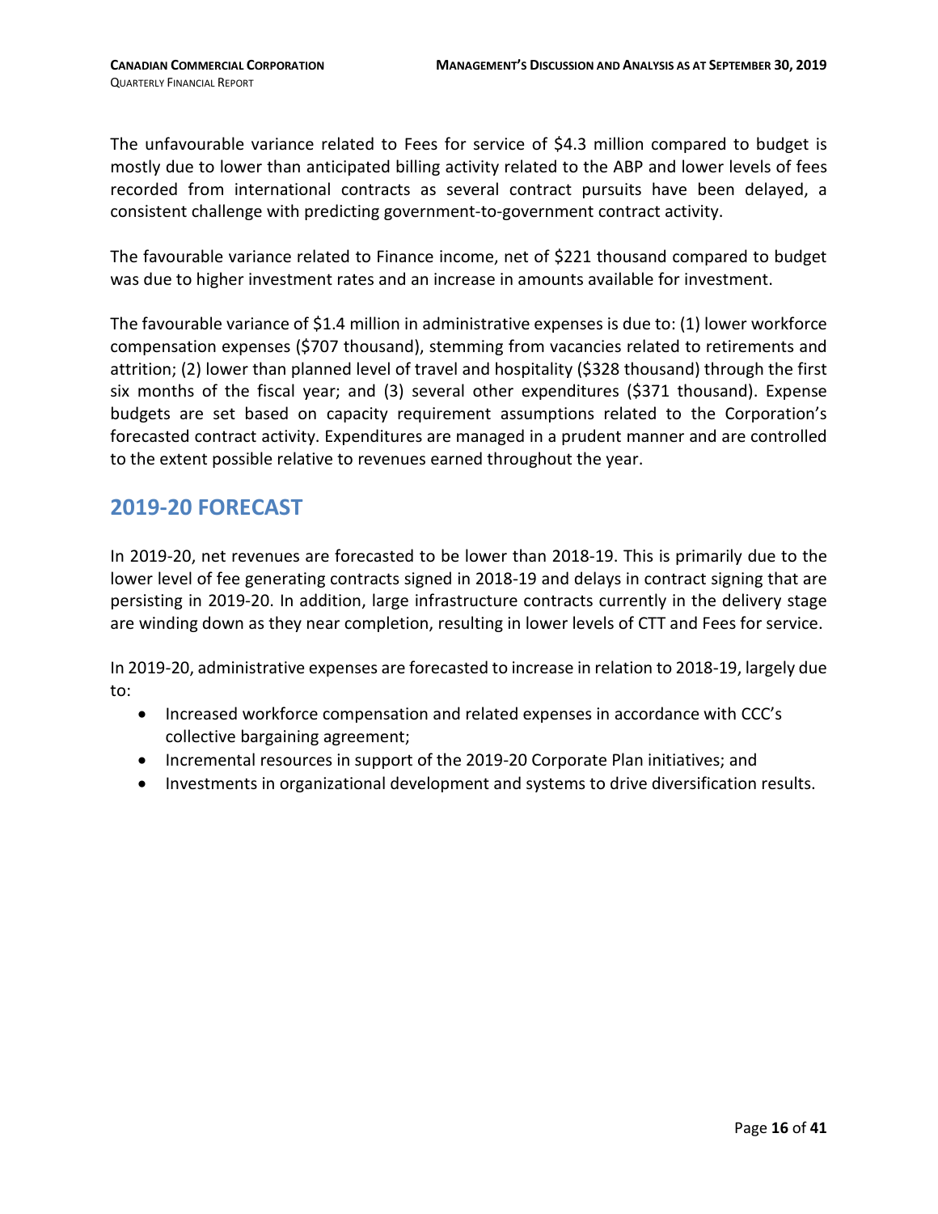The unfavourable variance related to Fees for service of $4.3 million compared to budget is mostly due to lower than anticipated billing activity related to the ABP and lower levels of fees recorded from international contracts as several contract pursuits have been delayed, a consistent challenge with predicting government-to-government contract activity.

The favourable variance related to Finance income, net of $221 thousand compared to budget was due to higher investment rates and an increase in amounts available for investment.

The favourable variance of $1.4 million in administrative expenses is due to: (1) lower workforce compensation expenses ($707 thousand), stemming from vacancies related to retirements and attrition; (2) lower than planned level of travel and hospitality ($328 thousand) through the first six months of the fiscal year; and (3) several other expenditures ($371 thousand). Expense budgets are set based on capacity requirement assumptions related to the Corporation's forecasted contract activity. Expenditures are managed in a prudent manner and are controlled to the extent possible relative to revenues earned throughout the year.

## 2019-20 FORECAST

In 2019-20, net revenues are forecasted to be lower than 2018-19. This is primarily due to the lower level of fee generating contracts signed in 2018-19 and delays in contract signing that are persisting in 2019-20. In addition, large infrastructure contracts currently in the delivery stage are winding down as they near completion, resulting in lower levels of CTT and Fees for service.

In 2019-20, administrative expenses are forecasted to increase in relation to 2018-19, largely due to:

- Increased workforce compensation and related expenses in accordance with CCC's collective bargaining agreement;
- Incremental resources in support of the 2019-20 Corporate Plan initiatives; and
- Investments in organizational development and systems to drive diversification results.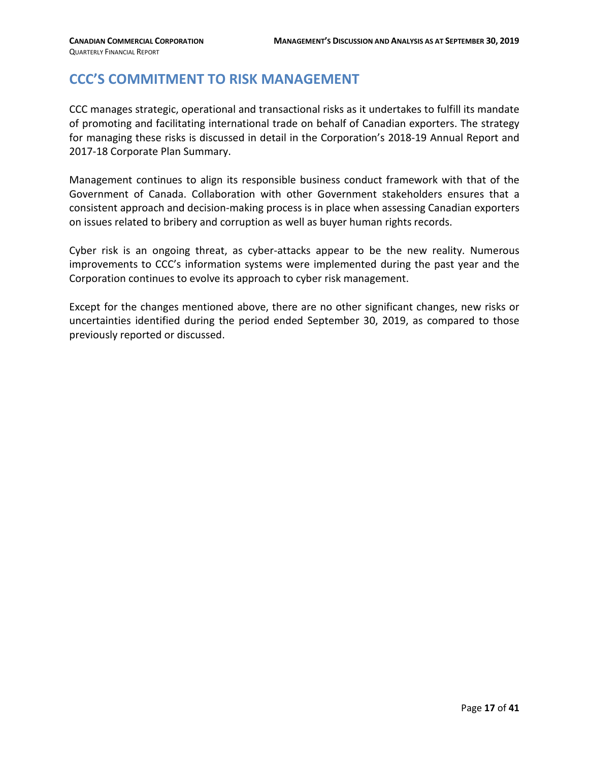# CCC'S COMMITMENT TO RISK MANAGEMENT

CCC manages strategic, operational and transactional risks as it undertakes to fulfill its mandate of promoting and facilitating international trade on behalf of Canadian exporters. The strategy for managing these risks is discussed in detail in the Corporation's 2018-19 Annual Report and 2017-18 Corporate Plan Summary.

Management continues to align its responsible business conduct framework with that of the Government of Canada. Collaboration with other Government stakeholders ensures that a consistent approach and decision-making process is in place when assessing Canadian exporters on issues related to bribery and corruption as well as buyer human rights records.

Cyber risk is an ongoing threat, as cyber-attacks appear to be the new reality. Numerous improvements to CCC's information systems were implemented during the past year and the Corporation continues to evolve its approach to cyber risk management.

Except for the changes mentioned above, there are no other significant changes, new risks or uncertainties identified during the period ended September 30, 2019, as compared to those previously reported or discussed.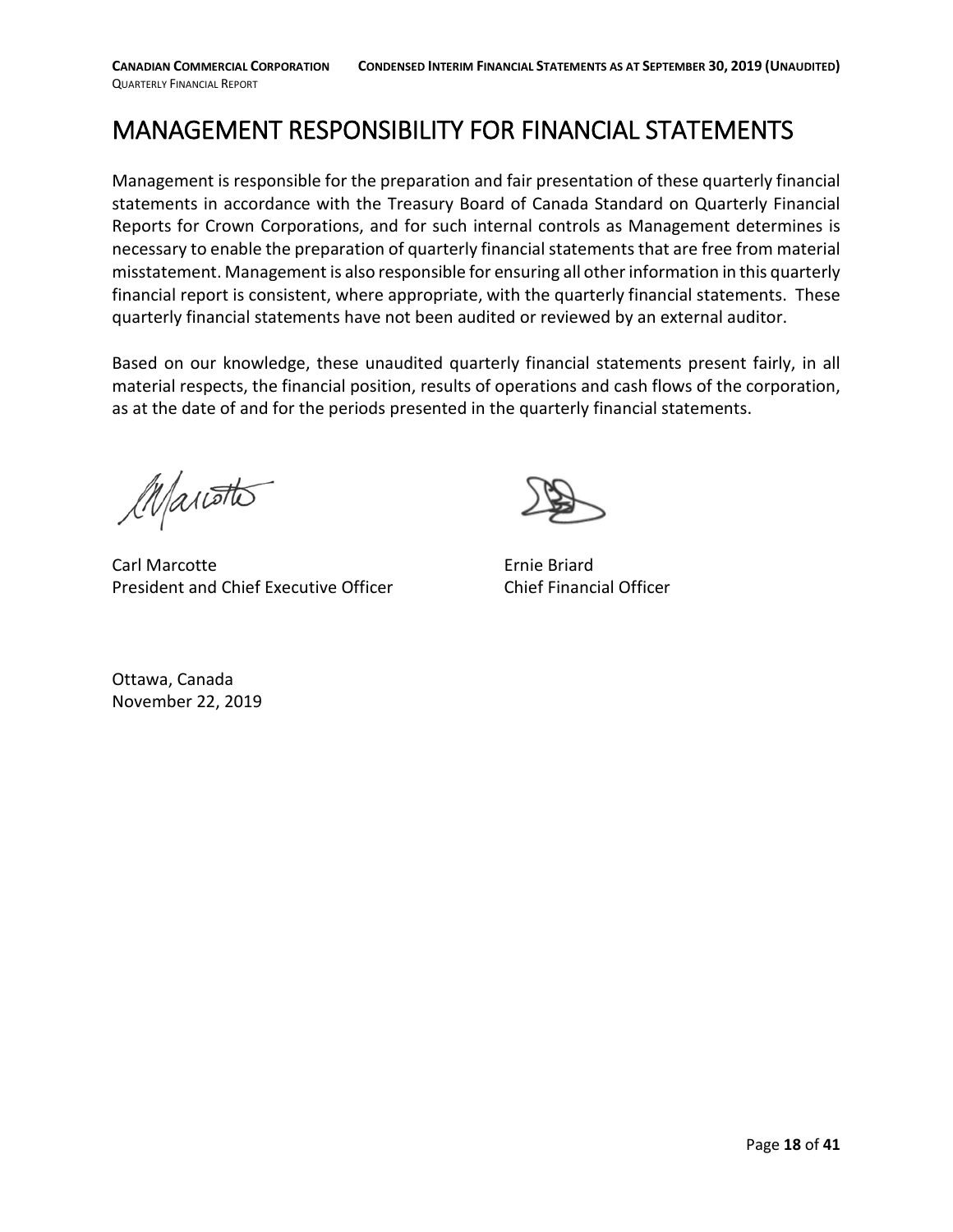# MANAGEMENT RESPONSIBILITY FOR FINANCIAL STATEMENTS

Management is responsible for the preparation and fair presentation of these quarterly financial statements in accordance with the Treasury Board of Canada Standard on Quarterly Financial Reports for Crown Corporations, and for such internal controls as Management determines is necessary to enable the preparation of quarterly financial statements that are free from material misstatement. Management is also responsible for ensuring all other information in this quarterly financial report is consistent, where appropriate, with the quarterly financial statements. These quarterly financial statements have not been audited or reviewed by an external auditor.

Based on our knowledge, these unaudited quarterly financial statements present fairly, in all material respects, the financial position, results of operations and cash flows of the corporation, as at the date of and for the periods presented in the quarterly financial statements.

Carl Marcotte
President and Chief Executive Officer

Ernie Briard
Chief Financial Officer

Ottawa, Canada
November 22, 2019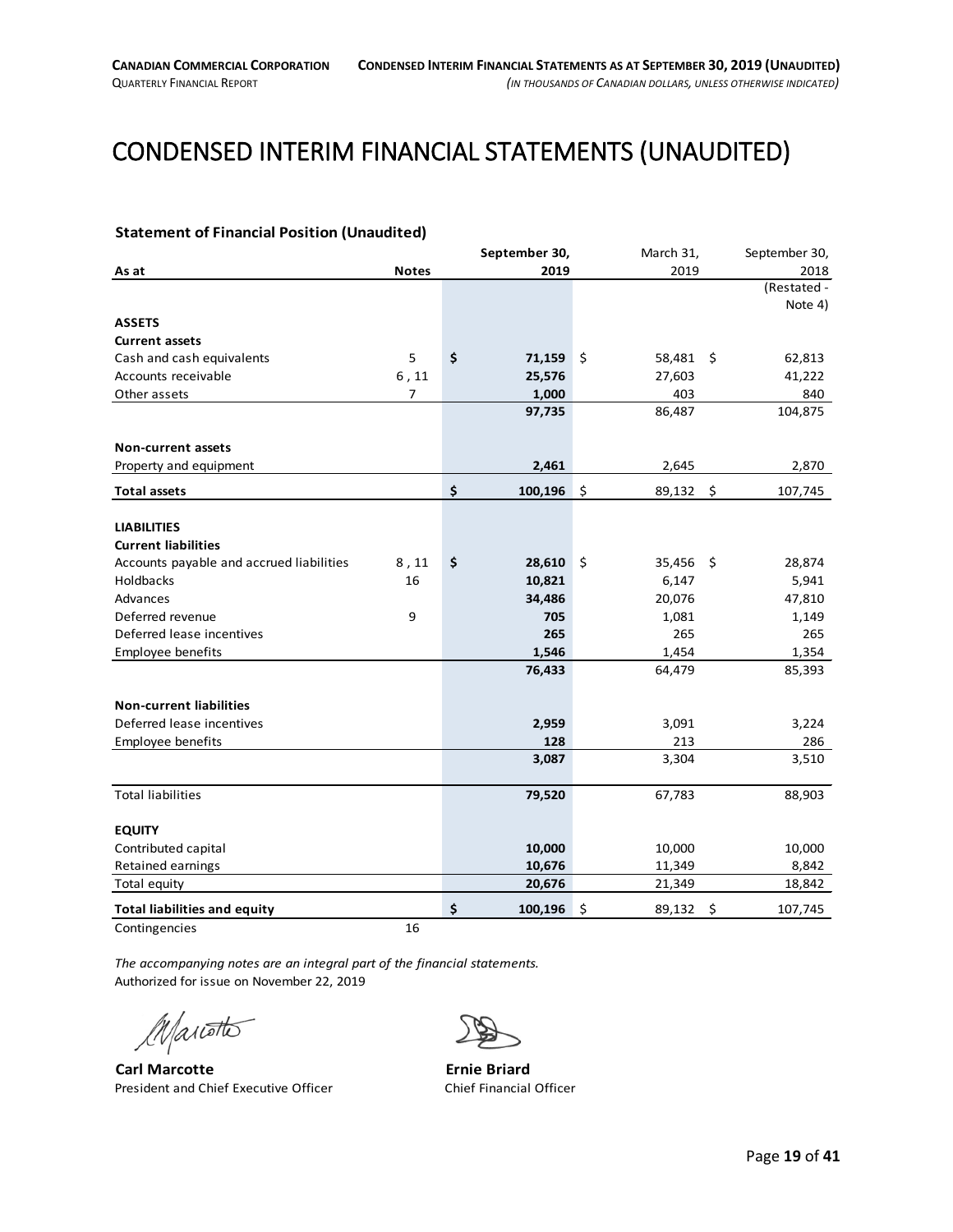# CONDENSED INTERIM FINANCIAL STATEMENTS (UNAUDITED)

**Statement of Financial Position (Unaudited)**

| As at | Notes | September 30, 2019 | March 31, 2019 | September 30, 2018 (Restated - Note 4) |
|---|---|---|---|---|
| **ASSETS** | | | | |
| **Current assets** | | | | |
| Cash and cash equivalents | 5 | $ 71,159 | $ 58,481 | $ 62,813 |
| Accounts receivable | 6 , 11 | 25,576 | 27,603 | 41,222 |
| Other assets | 7 | 1,000 | 403 | 840 |
| | | 97,735 | 86,487 | 104,875 |
| **Non-current assets** | | | | |
| Property and equipment | | 2,461 | 2,645 | 2,870 |
| **Total assets** | | $ 100,196 | $ 89,132 | $ 107,745 |
| **LIABILITIES** | | | | |
| **Current liabilities** | | | | |
| Accounts payable and accrued liabilities | 8 , 11 | $ 28,610 | $ 35,456 | $ 28,874 |
| Holdbacks | 16 | 10,821 | 6,147 | 5,941 |
| Advances | | 34,486 | 20,076 | 47,810 |
| Deferred revenue | 9 | 705 | 1,081 | 1,149 |
| Deferred lease incentives | | 265 | 265 | 265 |
| Employee benefits | | 1,546 | 1,454 | 1,354 |
| | | 76,433 | 64,479 | 85,393 |
| **Non-current liabilities** | | | | |
| Deferred lease incentives | | 2,959 | 3,091 | 3,224 |
| Employee benefits | | 128 | 213 | 286 |
| | | 3,087 | 3,304 | 3,510 |
| Total liabilities | | 79,520 | 67,783 | 88,903 |
| **EQUITY** | | | | |
| Contributed capital | | 10,000 | 10,000 | 10,000 |
| Retained earnings | | 10,676 | 11,349 | 8,842 |
| Total equity | | 20,676 | 21,349 | 18,842 |
| **Total liabilities and equity** | | $ 100,196 | $ 89,132 | $ 107,745 |
| Contingencies | 16 | | | |

*The accompanying notes are an integral part of the financial statements.*

Authorized for issue on November 22, 2019

**Carl Marcotte**
President and Chief Executive Officer

**Ernie Briard**
Chief Financial Officer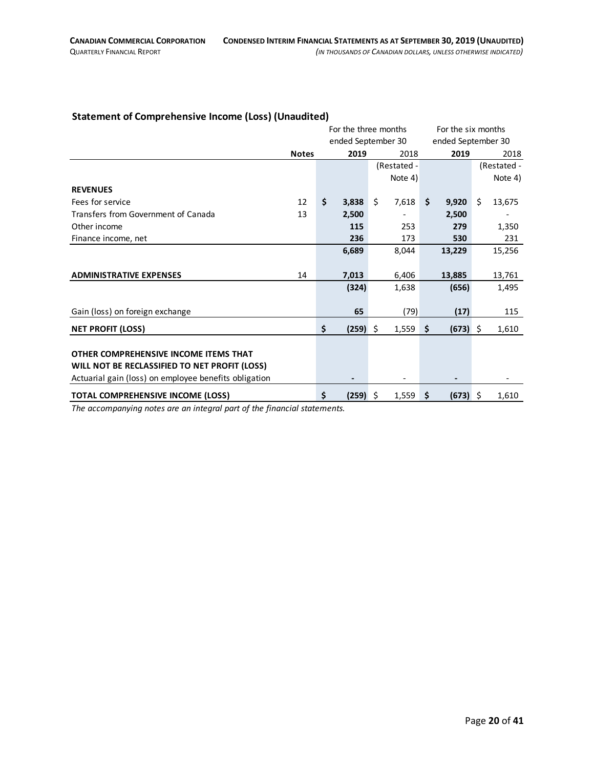## Statement of Comprehensive Income (Loss) (Unaudited)

| | Notes | For the three months ended September 30 | | For the six months ended September 30 | |
|---|---|---|---|---|---|
| | | **2019** | 2018 | **2019** | 2018 |
| | | | (Restated - Note 4) | | (Restated - Note 4) |
| **REVENUES** | | | | | |
| Fees for service | 12 | **$ 3,838** | $ 7,618 | **$ 9,920** | $ 13,675 |
| Transfers from Government of Canada | 13 | **2,500** | - | **2,500** | - |
| Other income | | **115** | 253 | **279** | 1,350 |
| Finance income, net | | **236** | 173 | **530** | 231 |
| | | **6,689** | 8,044 | **13,229** | 15,256 |
| **ADMINISTRATIVE EXPENSES** | 14 | **7,013** | 6,406 | **13,885** | 13,761 |
| | | **(324)** | 1,638 | **(656)** | 1,495 |
| Gain (loss) on foreign exchange | | **65** | (79) | **(17)** | 115 |
| **NET PROFIT (LOSS)** | | **$ (259)** | $ 1,559 | **$ (673)** | $ 1,610 |
| **OTHER COMPREHENSIVE INCOME ITEMS THAT WILL NOT BE RECLASSIFIED TO NET PROFIT (LOSS)** | | | | | |
| Actuarial gain (loss) on employee benefits obligation | | **-** | - | **-** | - |
| **TOTAL COMPREHENSIVE INCOME (LOSS)** | | **$ (259)** | $ 1,559 | **$ (673)** | $ 1,610 |

*The accompanying notes are an integral part of the financial statements.*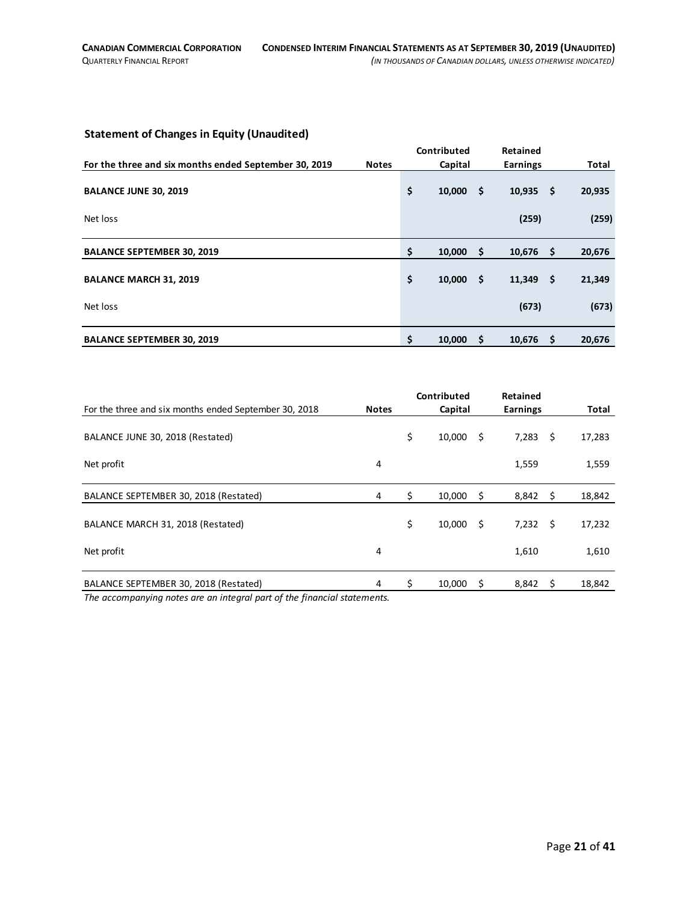## Statement of Changes in Equity (Unaudited)

| **For the three and six months ended September 30, 2019** | **Notes** | **Contributed Capital** | **Retained Earnings** | **Total** |
|---|---|---|---|---|
| **BALANCE JUNE 30, 2019** | | **$ 10,000** | **$ 10,935** | **$ 20,935** |
| Net loss | | | **(259)** | **(259)** |
| **BALANCE SEPTEMBER 30, 2019** | | **$ 10,000** | **$ 10,676** | **$ 20,676** |
| **BALANCE MARCH 31, 2019** | | **$ 10,000** | **$ 11,349** | **$ 21,349** |
| Net loss | | | **(673)** | **(673)** |
| **BALANCE SEPTEMBER 30, 2019** | | **$ 10,000** | **$ 10,676** | **$ 20,676** |

| For the three and six months ended September 30, 2018 | **Notes** | **Contributed Capital** | **Retained Earnings** | **Total** |
|---|---|---|---|---|
| BALANCE JUNE 30, 2018 (Restated) | | $ 10,000 | $ 7,283 | $ 17,283 |
| Net profit | 4 | | 1,559 | 1,559 |
| BALANCE SEPTEMBER 30, 2018 (Restated) | 4 | $ 10,000 | $ 8,842 | $ 18,842 |
| BALANCE MARCH 31, 2018 (Restated) | | $ 10,000 | $ 7,232 | $ 17,232 |
| Net profit | 4 | | 1,610 | 1,610 |
| BALANCE SEPTEMBER 30, 2018 (Restated) | 4 | $ 10,000 | $ 8,842 | $ 18,842 |

*The accompanying notes are an integral part of the financial statements.*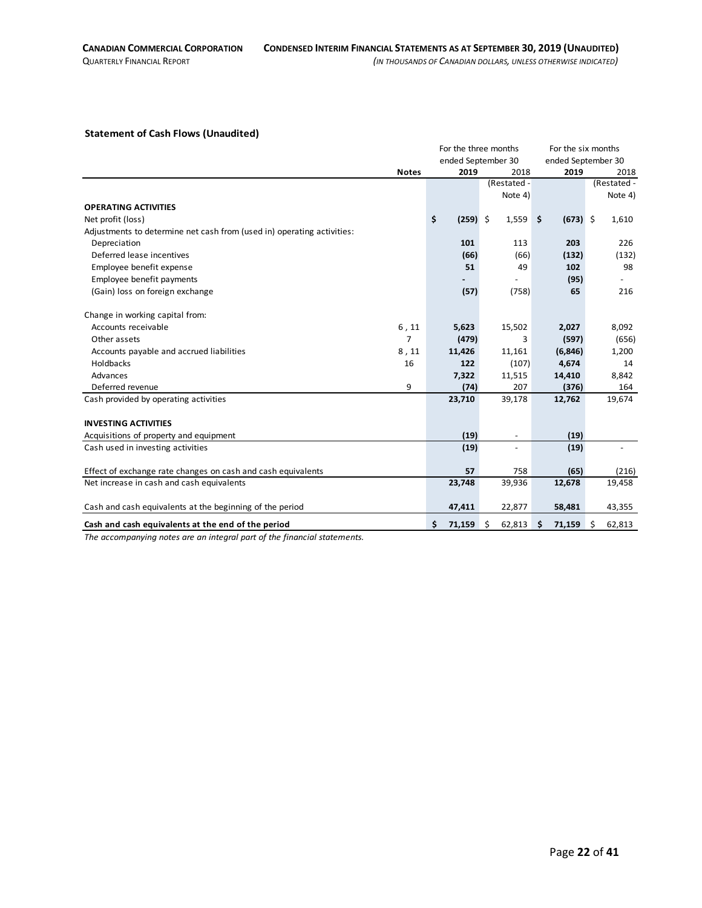### Statement of Cash Flows (Unaudited)

| | Notes | For the three months ended September 30 2019 | 2018 (Restated - Note 4) | For the six months ended September 30 2019 | 2018 (Restated - Note 4) |
|---|---|---|---|---|---|
| **OPERATING ACTIVITIES** | | | | | |
| Net profit (loss) | | **$ (259)** | $ 1,559 | **$ (673)** | $ 1,610 |
| Adjustments to determine net cash from (used in) operating activities: | | | | | |
| Depreciation | | **101** | 113 | **203** | 226 |
| Deferred lease incentives | | **(66)** | (66) | **(132)** | (132) |
| Employee benefit expense | | **51** | 49 | **102** | 98 |
| Employee benefit payments | | **-** | - | **(95)** | - |
| (Gain) loss on foreign exchange | | **(57)** | (758) | **65** | 216 |
| Change in working capital from: | | | | | |
| Accounts receivable | 6 , 11 | **5,623** | 15,502 | **2,027** | 8,092 |
| Other assets | 7 | **(479)** | 3 | **(597)** | (656) |
| Accounts payable and accrued liabilities | 8 , 11 | **11,426** | 11,161 | **(6,846)** | 1,200 |
| Holdbacks | 16 | **122** | (107) | **4,674** | 14 |
| Advances | | **7,322** | 11,515 | **14,410** | 8,842 |
| Deferred revenue | 9 | **(74)** | 207 | **(376)** | 164 |
| Cash provided by operating activities | | **23,710** | 39,178 | **12,762** | 19,674 |
| **INVESTING ACTIVITIES** | | | | | |
| Acquisitions of property and equipment | | **(19)** | - | **(19)** | |
| Cash used in investing activities | | **(19)** | - | **(19)** | - |
| Effect of exchange rate changes on cash and cash equivalents | | **57** | 758 | **(65)** | (216) |
| Net increase in cash and cash equivalents | | **23,748** | 39,936 | **12,678** | 19,458 |
| Cash and cash equivalents at the beginning of the period | | **47,411** | 22,877 | **58,481** | 43,355 |
| **Cash and cash equivalents at the end of the period** | | **$ 71,159** | $ 62,813 | **$ 71,159** | $ 62,813 |

*The accompanying notes are an integral part of the financial statements.*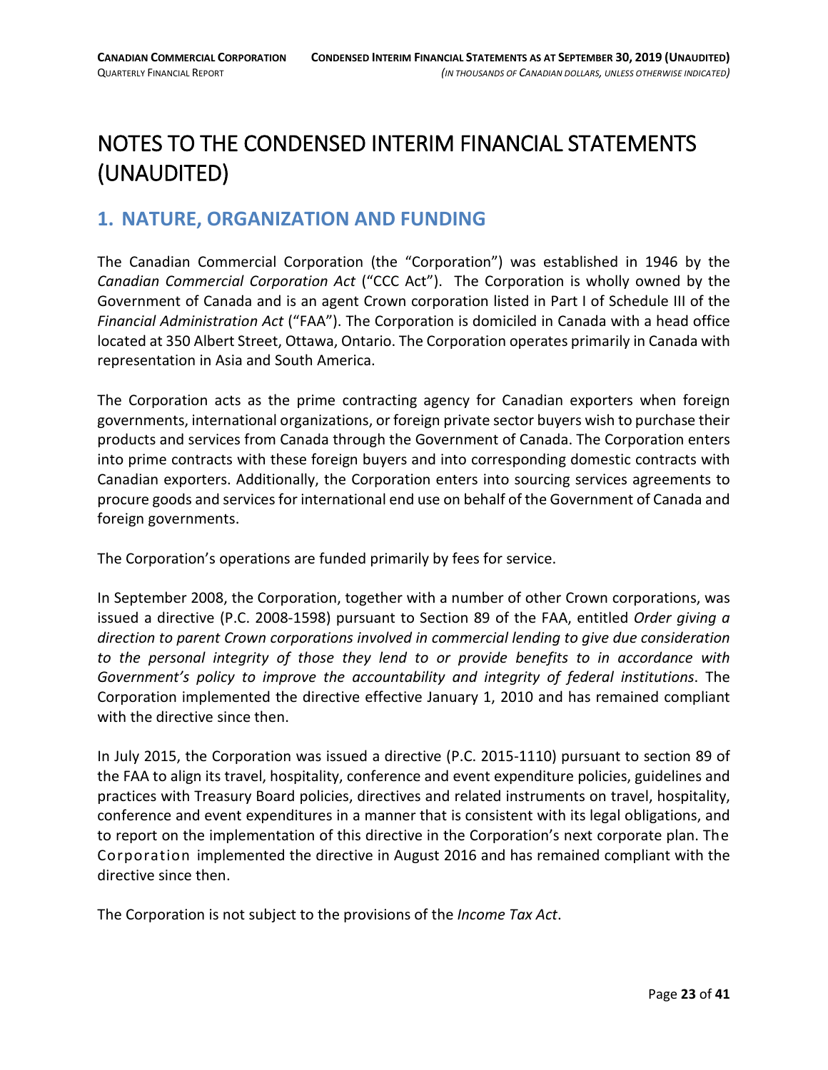# NOTES TO THE CONDENSED INTERIM FINANCIAL STATEMENTS (UNAUDITED)

## 1. NATURE, ORGANIZATION AND FUNDING

The Canadian Commercial Corporation (the "Corporation") was established in 1946 by the *Canadian Commercial Corporation Act* ("CCC Act"). The Corporation is wholly owned by the Government of Canada and is an agent Crown corporation listed in Part I of Schedule III of the *Financial Administration Act* ("FAA"). The Corporation is domiciled in Canada with a head office located at 350 Albert Street, Ottawa, Ontario. The Corporation operates primarily in Canada with representation in Asia and South America.

The Corporation acts as the prime contracting agency for Canadian exporters when foreign governments, international organizations, or foreign private sector buyers wish to purchase their products and services from Canada through the Government of Canada. The Corporation enters into prime contracts with these foreign buyers and into corresponding domestic contracts with Canadian exporters. Additionally, the Corporation enters into sourcing services agreements to procure goods and services for international end use on behalf of the Government of Canada and foreign governments.

The Corporation's operations are funded primarily by fees for service.

In September 2008, the Corporation, together with a number of other Crown corporations, was issued a directive (P.C. 2008-1598) pursuant to Section 89 of the FAA, entitled *Order giving a direction to parent Crown corporations involved in commercial lending to give due consideration to the personal integrity of those they lend to or provide benefits to in accordance with Government's policy to improve the accountability and integrity of federal institutions*. The Corporation implemented the directive effective January 1, 2010 and has remained compliant with the directive since then.

In July 2015, the Corporation was issued a directive (P.C. 2015-1110) pursuant to section 89 of the FAA to align its travel, hospitality, conference and event expenditure policies, guidelines and practices with Treasury Board policies, directives and related instruments on travel, hospitality, conference and event expenditures in a manner that is consistent with its legal obligations, and to report on the implementation of this directive in the Corporation's next corporate plan. The Corporation implemented the directive in August 2016 and has remained compliant with the directive since then.

The Corporation is not subject to the provisions of the *Income Tax Act*.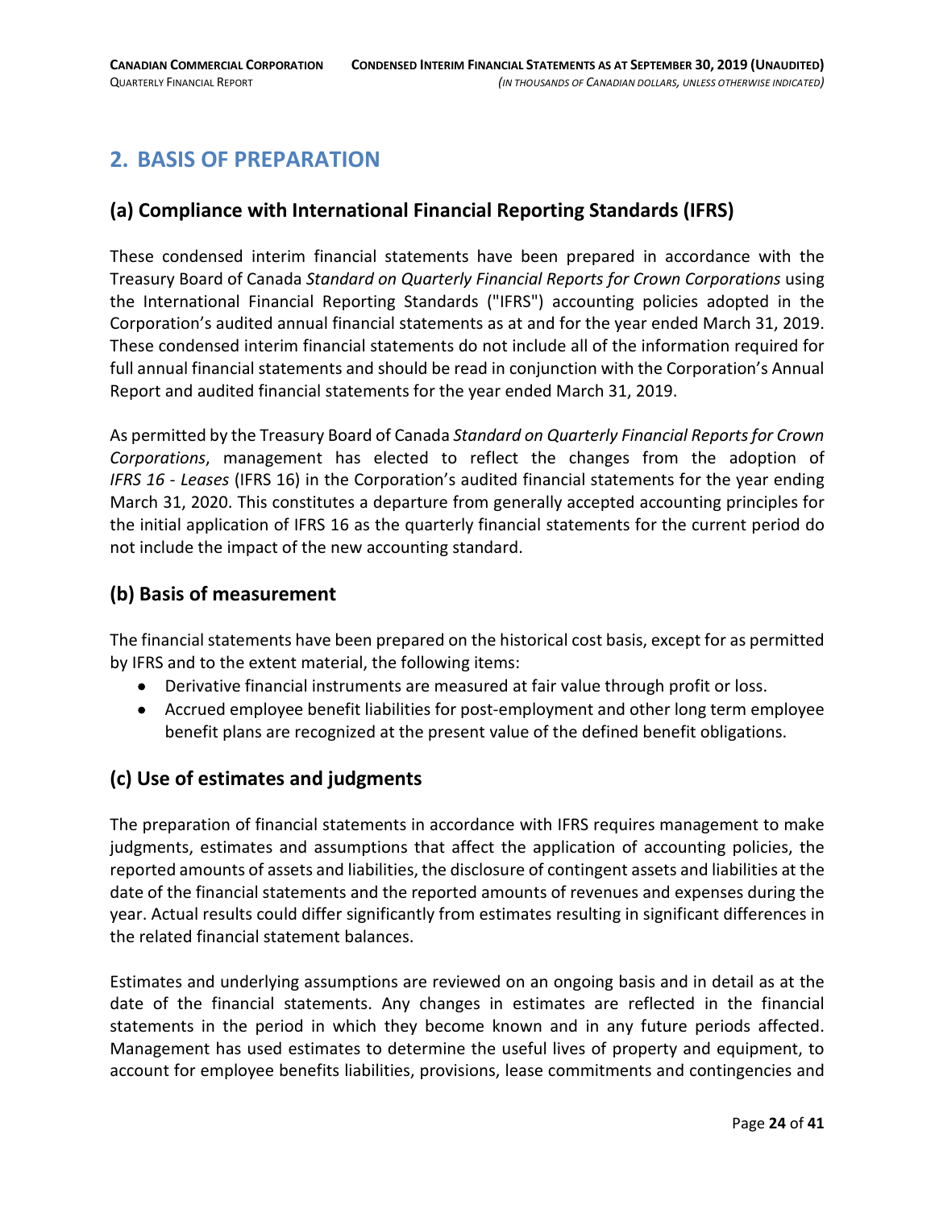## 2. BASIS OF PREPARATION

### (a) Compliance with International Financial Reporting Standards (IFRS)

These condensed interim financial statements have been prepared in accordance with the Treasury Board of Canada *Standard on Quarterly Financial Reports for Crown Corporations* using the International Financial Reporting Standards ("IFRS") accounting policies adopted in the Corporation's audited annual financial statements as at and for the year ended March 31, 2019. These condensed interim financial statements do not include all of the information required for full annual financial statements and should be read in conjunction with the Corporation's Annual Report and audited financial statements for the year ended March 31, 2019.

As permitted by the Treasury Board of Canada *Standard on Quarterly Financial Reports for Crown Corporations*, management has elected to reflect the changes from the adoption of *IFRS 16 - Leases* (IFRS 16) in the Corporation's audited financial statements for the year ending March 31, 2020. This constitutes a departure from generally accepted accounting principles for the initial application of IFRS 16 as the quarterly financial statements for the current period do not include the impact of the new accounting standard.

### (b) Basis of measurement

The financial statements have been prepared on the historical cost basis, except for as permitted by IFRS and to the extent material, the following items:

- Derivative financial instruments are measured at fair value through profit or loss.
- Accrued employee benefit liabilities for post-employment and other long term employee benefit plans are recognized at the present value of the defined benefit obligations.

### (c) Use of estimates and judgments

The preparation of financial statements in accordance with IFRS requires management to make judgments, estimates and assumptions that affect the application of accounting policies, the reported amounts of assets and liabilities, the disclosure of contingent assets and liabilities at the date of the financial statements and the reported amounts of revenues and expenses during the year. Actual results could differ significantly from estimates resulting in significant differences in the related financial statement balances.

Estimates and underlying assumptions are reviewed on an ongoing basis and in detail as at the date of the financial statements. Any changes in estimates are reflected in the financial statements in the period in which they become known and in any future periods affected. Management has used estimates to determine the useful lives of property and equipment, to account for employee benefits liabilities, provisions, lease commitments and contingencies and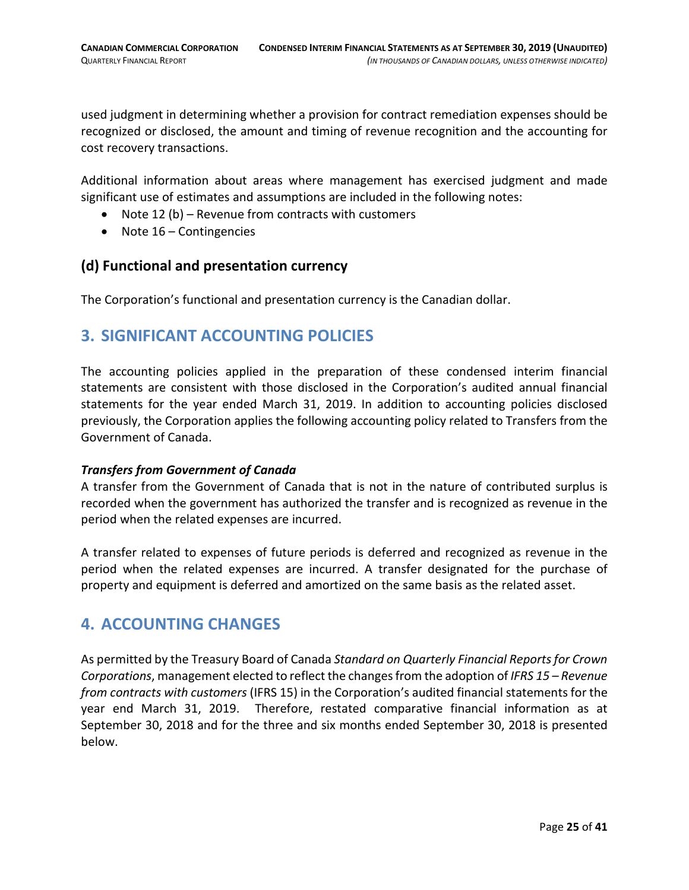used judgment in determining whether a provision for contract remediation expenses should be recognized or disclosed, the amount and timing of revenue recognition and the accounting for cost recovery transactions.

Additional information about areas where management has exercised judgment and made significant use of estimates and assumptions are included in the following notes:

- Note 12 (b) – Revenue from contracts with customers
- Note 16 – Contingencies

### (d) Functional and presentation currency

The Corporation's functional and presentation currency is the Canadian dollar.

## 3. SIGNIFICANT ACCOUNTING POLICIES

The accounting policies applied in the preparation of these condensed interim financial statements are consistent with those disclosed in the Corporation's audited annual financial statements for the year ended March 31, 2019. In addition to accounting policies disclosed previously, the Corporation applies the following accounting policy related to Transfers from the Government of Canada.

***Transfers from Government of Canada***

A transfer from the Government of Canada that is not in the nature of contributed surplus is recorded when the government has authorized the transfer and is recognized as revenue in the period when the related expenses are incurred.

A transfer related to expenses of future periods is deferred and recognized as revenue in the period when the related expenses are incurred. A transfer designated for the purchase of property and equipment is deferred and amortized on the same basis as the related asset.

## 4. ACCOUNTING CHANGES

As permitted by the Treasury Board of Canada *Standard on Quarterly Financial Reports for Crown Corporations*, management elected to reflect the changes from the adoption of *IFRS 15 – Revenue from contracts with customers* (IFRS 15) in the Corporation's audited financial statements for the year end March 31, 2019. Therefore, restated comparative financial information as at September 30, 2018 and for the three and six months ended September 30, 2018 is presented below.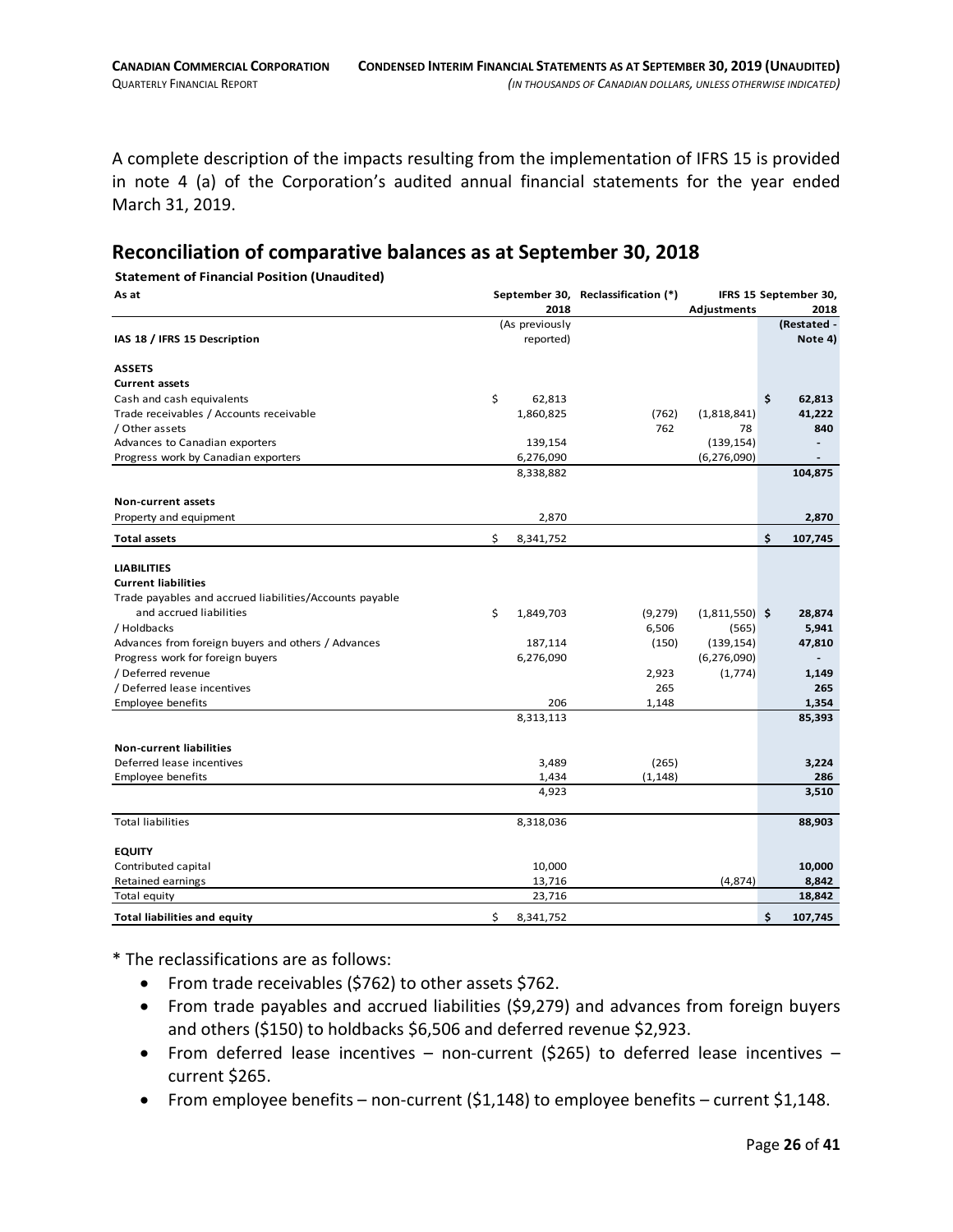A complete description of the impacts resulting from the implementation of IFRS 15 is provided in note 4 (a) of the Corporation's audited annual financial statements for the year ended March 31, 2019.

## Reconciliation of comparative balances as at September 30, 2018

**Statement of Financial Position (Unaudited)**

| As at | September 30, 2018 | Reclassification (*) | IFRS 15 Adjustments | September 30, 2018 |
|---|---|---|---|---|
| **IAS 18 / IFRS 15 Description** | (As previously reported) | | | **(Restated - Note 4)** |
| **ASSETS** | | | | |
| **Current assets** | | | | |
| Cash and cash equivalents | $ 62,813 | | | **$ 62,813** |
| Trade receivables / Accounts receivable | 1,860,825 | (762) | (1,818,841) | **41,222** |
| / Other assets | | 762 | 78 | **840** |
| Advances to Canadian exporters | 139,154 | | (139,154) | **-** |
| Progress work by Canadian exporters | 6,276,090 | | (6,276,090) | **-** |
| | 8,338,882 | | | **104,875** |
| **Non-current assets** | | | | |
| Property and equipment | 2,870 | | | **2,870** |
| **Total assets** | $ 8,341,752 | | | **$ 107,745** |
| **LIABILITIES** | | | | |
| **Current liabilities** | | | | |
| Trade payables and accrued liabilities/Accounts payable and accrued liabilities | $ 1,849,703 | (9,279) | (1,811,550) | **$ 28,874** |
| / Holdbacks | | 6,506 | (565) | **5,941** |
| Advances from foreign buyers and others / Advances | 187,114 | (150) | (139,154) | **47,810** |
| Progress work for foreign buyers | 6,276,090 | | (6,276,090) | **-** |
| / Deferred revenue | | 2,923 | (1,774) | **1,149** |
| / Deferred lease incentives | | 265 | | **265** |
| Employee benefits | 206 | 1,148 | | **1,354** |
| | 8,313,113 | | | **85,393** |
| **Non-current liabilities** | | | | |
| Deferred lease incentives | 3,489 | (265) | | **3,224** |
| Employee benefits | 1,434 | (1,148) | | **286** |
| | 4,923 | | | **3,510** |
| Total liabilities | 8,318,036 | | | **88,903** |
| **EQUITY** | | | | |
| Contributed capital | 10,000 | | | **10,000** |
| Retained earnings | 13,716 | | (4,874) | **8,842** |
| Total equity | 23,716 | | | **18,842** |
| **Total liabilities and equity** | $ 8,341,752 | | | **$ 107,745** |

\* The reclassifications are as follows:

- From trade receivables ($762) to other assets $762.
- From trade payables and accrued liabilities ($9,279) and advances from foreign buyers and others ($150) to holdbacks $6,506 and deferred revenue $2,923.
- From deferred lease incentives – non-current ($265) to deferred lease incentives – current $265.
- From employee benefits – non-current ($1,148) to employee benefits – current $1,148.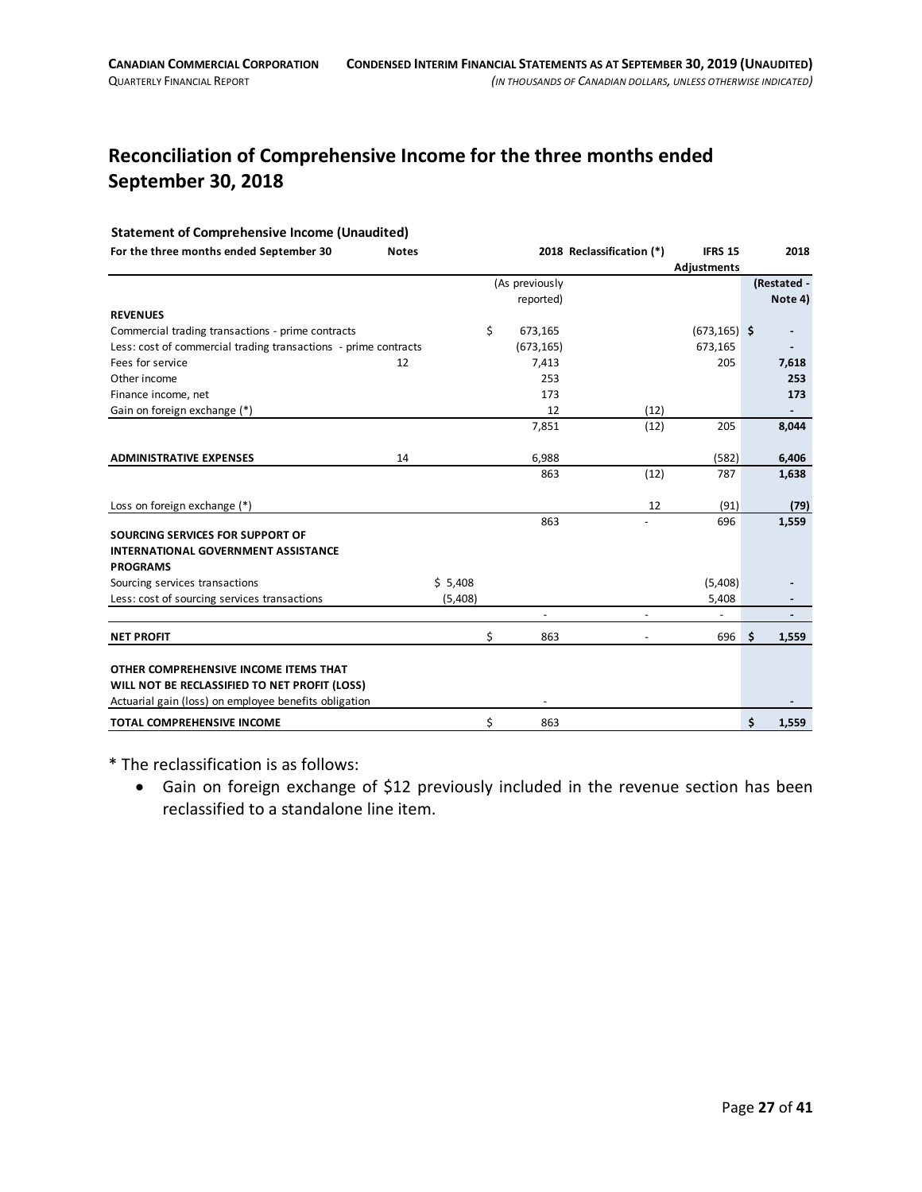## Reconciliation of Comprehensive Income for the three months ended September 30, 2018

**Statement of Comprehensive Income (Unaudited)**

| For the three months ended September 30 | Notes | | 2018 (As previously reported) | Reclassification (*) | IFRS 15 Adjustments | 2018 (Restated - Note 4) |
|---|---|---|---|---|---|---|
| **REVENUES** | | | | | | |
| Commercial trading transactions - prime contracts | | | $ 673,165 | | (673,165) | $ - |
| Less: cost of commercial trading transactions - prime contracts | | | (673,165) | | 673,165 | - |
| Fees for service | 12 | | 7,413 | | 205 | **7,618** |
| Other income | | | 253 | | | **253** |
| Finance income, net | | | 173 | | | **173** |
| Gain on foreign exchange (*) | | | 12 | (12) | | - |
| | | | 7,851 | (12) | 205 | **8,044** |
| **ADMINISTRATIVE EXPENSES** | 14 | | 6,988 | | (582) | **6,406** |
| | | | 863 | (12) | 787 | **1,638** |
| Loss on foreign exchange (*) | | | | 12 | (91) | **(79)** |
| | | | 863 | - | 696 | **1,559** |
| **SOURCING SERVICES FOR SUPPORT OF INTERNATIONAL GOVERNMENT ASSISTANCE PROGRAMS** | | | | | | |
| Sourcing services transactions | | $ 5,408 | | | (5,408) | - |
| Less: cost of sourcing services transactions | | (5,408) | | | 5,408 | - |
| | | | - | - | - | - |
| **NET PROFIT** | | | $ 863 | - | 696 | **$ 1,559** |
| **OTHER COMPREHENSIVE INCOME ITEMS THAT WILL NOT BE RECLASSIFIED TO NET PROFIT (LOSS)** | | | | | | |
| Actuarial gain (loss) on employee benefits obligation | | | - | | | - |
| **TOTAL COMPREHENSIVE INCOME** | | | $ 863 | | | **$ 1,559** |

* The reclassification is as follows:

- Gain on foreign exchange of $12 previously included in the revenue section has been reclassified to a standalone line item.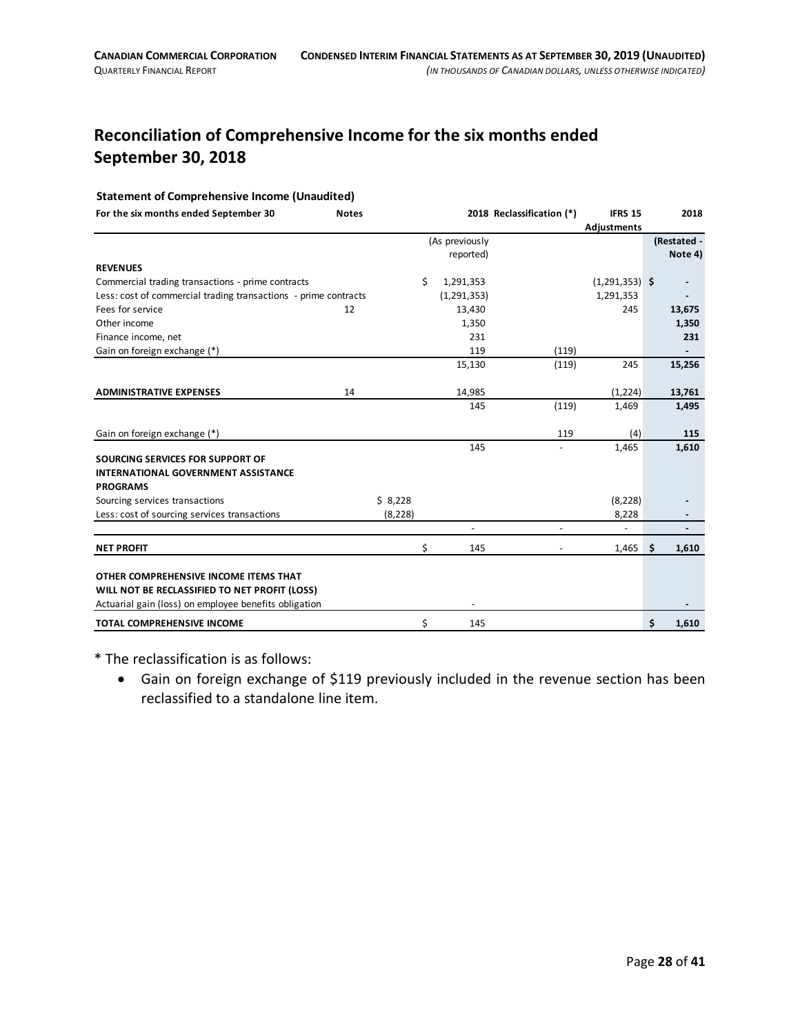## Reconciliation of Comprehensive Income for the six months ended September 30, 2018

**Statement of Comprehensive Income (Unaudited)**

| For the six months ended September 30 | Notes | | 2018 | Reclassification (*) | IFRS 15 Adjustments | 2018 |
|---|---|---|---|---|---|---|
| | | | (As previously reported) | | | **(Restated - Note 4)** |
| **REVENUES** | | | | | | |
| Commercial trading transactions - prime contracts | | | $ 1,291,353 | | (1,291,353) | $ **-** |
| Less: cost of commercial trading transactions - prime contracts | | | (1,291,353) | | 1,291,353 | **-** |
| Fees for service | 12 | | 13,430 | | 245 | **13,675** |
| Other income | | | 1,350 | | | **1,350** |
| Finance income, net | | | 231 | | | **231** |
| Gain on foreign exchange (*) | | | 119 | (119) | | **-** |
| | | | 15,130 | (119) | 245 | **15,256** |
| **ADMINISTRATIVE EXPENSES** | 14 | | 14,985 | | (1,224) | **13,761** |
| | | | 145 | (119) | 1,469 | **1,495** |
| Gain on foreign exchange (*) | | | | 119 | (4) | **115** |
| | | | 145 | - | 1,465 | **1,610** |
| **SOURCING SERVICES FOR SUPPORT OF INTERNATIONAL GOVERNMENT ASSISTANCE PROGRAMS** | | | | | | |
| Sourcing services transactions | | $ 8,228 | | | (8,228) | **-** |
| Less: cost of sourcing services transactions | | (8,228) | | | 8,228 | **-** |
| | | | - | - | - | **-** |
| **NET PROFIT** | | | $ 145 | - | 1,465 | $ **1,610** |
| **OTHER COMPREHENSIVE INCOME ITEMS THAT WILL NOT BE RECLASSIFIED TO NET PROFIT (LOSS)** | | | | | | |
| Actuarial gain (loss) on employee benefits obligation | | | - | | | **-** |
| **TOTAL COMPREHENSIVE INCOME** | | | $ 145 | | | $ **1,610** |

\* The reclassification is as follows:

- Gain on foreign exchange of $119 previously included in the revenue section has been reclassified to a standalone line item.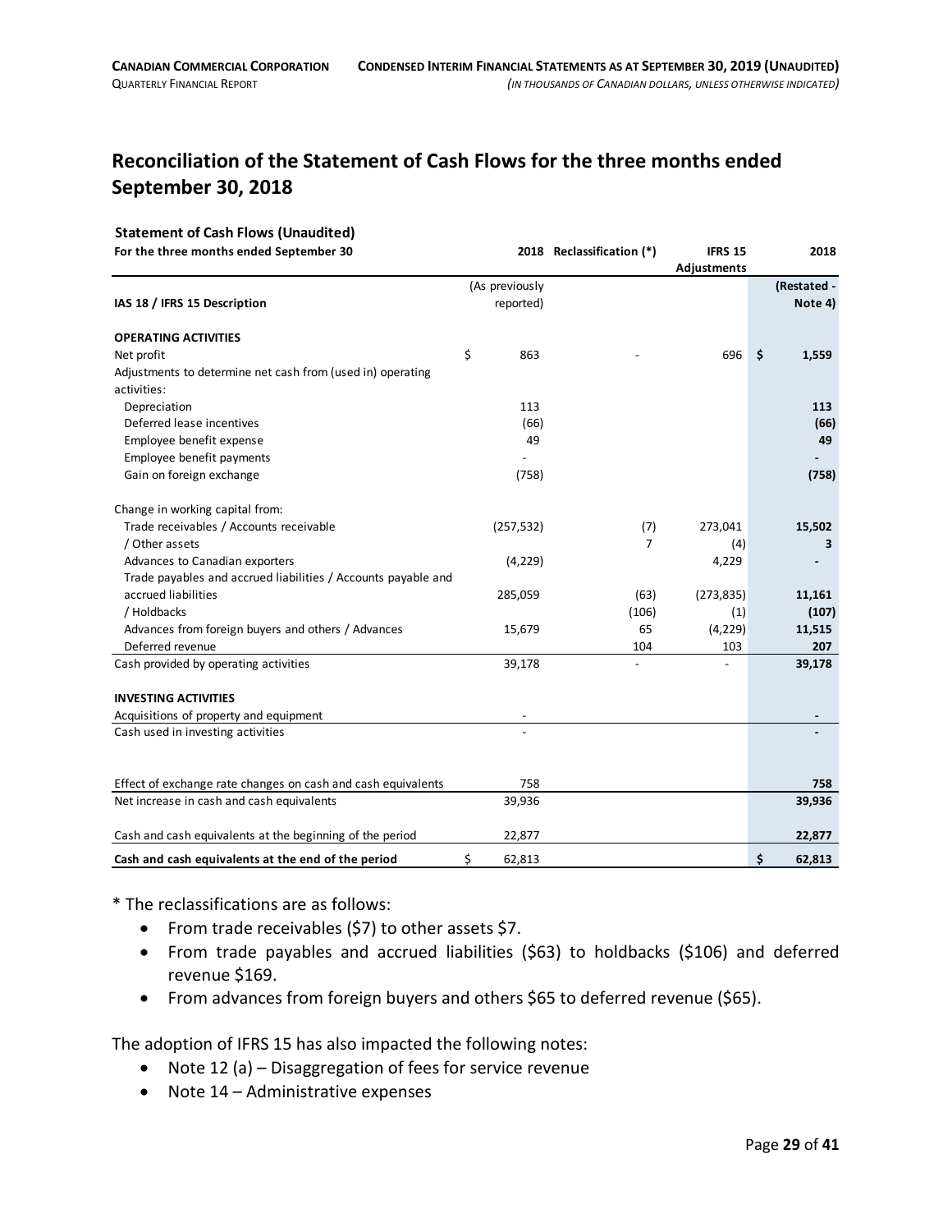## Reconciliation of the Statement of Cash Flows for the three months ended September 30, 2018

**Statement of Cash Flows (Unaudited)**

| **For the three months ended September 30** | **2018** | **Reclassification (*)** | **IFRS 15 Adjustments** | **2018** |
|---|---|---|---|---|
| **IAS 18 / IFRS 15 Description** | (As previously reported) | | | **(Restated - Note 4)** |
| **OPERATING ACTIVITIES** | | | | |
| Net profit | $ 863 | - | 696 | **$ 1,559** |
| Adjustments to determine net cash from (used in) operating activities: | | | | |
| Depreciation | 113 | | | **113** |
| Deferred lease incentives | (66) | | | **(66)** |
| Employee benefit expense | 49 | | | **49** |
| Employee benefit payments | - | | | **-** |
| Gain on foreign exchange | (758) | | | **(758)** |
| Change in working capital from: | | | | |
| Trade receivables / Accounts receivable | (257,532) | (7) | 273,041 | **15,502** |
| / Other assets | | 7 | (4) | **3** |
| Advances to Canadian exporters | (4,229) | | 4,229 | **-** |
| Trade payables and accrued liabilities / Accounts payable and accrued liabilities | 285,059 | (63) | (273,835) | **11,161** |
| / Holdbacks | | (106) | (1) | **(107)** |
| Advances from foreign buyers and others / Advances | 15,679 | 65 | (4,229) | **11,515** |
| Deferred revenue | | 104 | 103 | **207** |
| Cash provided by operating activities | 39,178 | - | - | **39,178** |
| **INVESTING ACTIVITIES** | | | | |
| Acquisitions of property and equipment | - | | | **-** |
| Cash used in investing activities | - | | | **-** |
| Effect of exchange rate changes on cash and cash equivalents | 758 | | | **758** |
| Net increase in cash and cash equivalents | 39,936 | | | **39,936** |
| Cash and cash equivalents at the beginning of the period | 22,877 | | | **22,877** |
| **Cash and cash equivalents at the end of the period** | $ 62,813 | | | **$ 62,813** |

* The reclassifications are as follows:

- From trade receivables ($7) to other assets $7.
- From trade payables and accrued liabilities ($63) to holdbacks ($106) and deferred revenue $169.
- From advances from foreign buyers and others $65 to deferred revenue ($65).

The adoption of IFRS 15 has also impacted the following notes:

- Note 12 (a) – Disaggregation of fees for service revenue
- Note 14 – Administrative expenses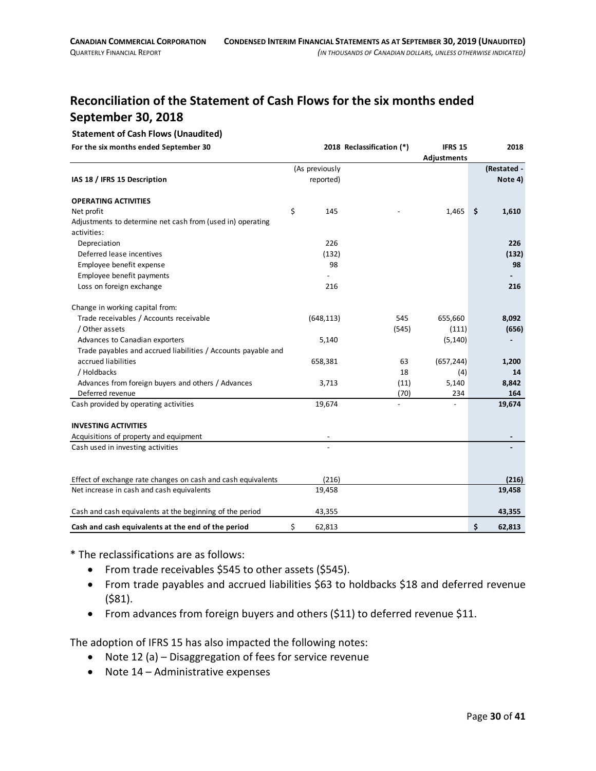## Reconciliation of the Statement of Cash Flows for the six months ended September 30, 2018

**Statement of Cash Flows (Unaudited)**

| For the six months ended September 30 | 2018 | Reclassification (*) | IFRS 15 Adjustments | 2018 |
|---|---|---|---|---|
| **IAS 18 / IFRS 15 Description** | (As previously reported) | | | **(Restated - Note 4)** |
| **OPERATING ACTIVITIES** | | | | |
| Net profit | $ 145 | - | 1,465 | **$ 1,610** |
| Adjustments to determine net cash from (used in) operating activities: | | | | |
| Depreciation | 226 | | | **226** |
| Deferred lease incentives | (132) | | | **(132)** |
| Employee benefit expense | 98 | | | **98** |
| Employee benefit payments | - | | | **-** |
| Loss on foreign exchange | 216 | | | **216** |
| Change in working capital from: | | | | |
| Trade receivables / Accounts receivable | (648,113) | 545 | 655,660 | **8,092** |
| / Other assets | | (545) | (111) | **(656)** |
| Advances to Canadian exporters | 5,140 | | (5,140) | **-** |
| Trade payables and accrued liabilities / Accounts payable and accrued liabilities | 658,381 | 63 | (657,244) | **1,200** |
| / Holdbacks | | 18 | (4) | **14** |
| Advances from foreign buyers and others / Advances | 3,713 | (11) | 5,140 | **8,842** |
| Deferred revenue | | (70) | 234 | **164** |
| Cash provided by operating activities | 19,674 | - | - | **19,674** |
| **INVESTING ACTIVITIES** | | | | |
| Acquisitions of property and equipment | - | | | **-** |
| Cash used in investing activities | - | | | **-** |
| Effect of exchange rate changes on cash and cash equivalents | (216) | | | **(216)** |
| Net increase in cash and cash equivalents | 19,458 | | | **19,458** |
| Cash and cash equivalents at the beginning of the period | 43,355 | | | **43,355** |
| **Cash and cash equivalents at the end of the period** | $ 62,813 | | | **$ 62,813** |

* The reclassifications are as follows:

- From trade receivables $545 to other assets ($545).
- From trade payables and accrued liabilities $63 to holdbacks $18 and deferred revenue ($81).
- From advances from foreign buyers and others ($11) to deferred revenue $11.

The adoption of IFRS 15 has also impacted the following notes:

- Note 12 (a) – Disaggregation of fees for service revenue
- Note 14 – Administrative expenses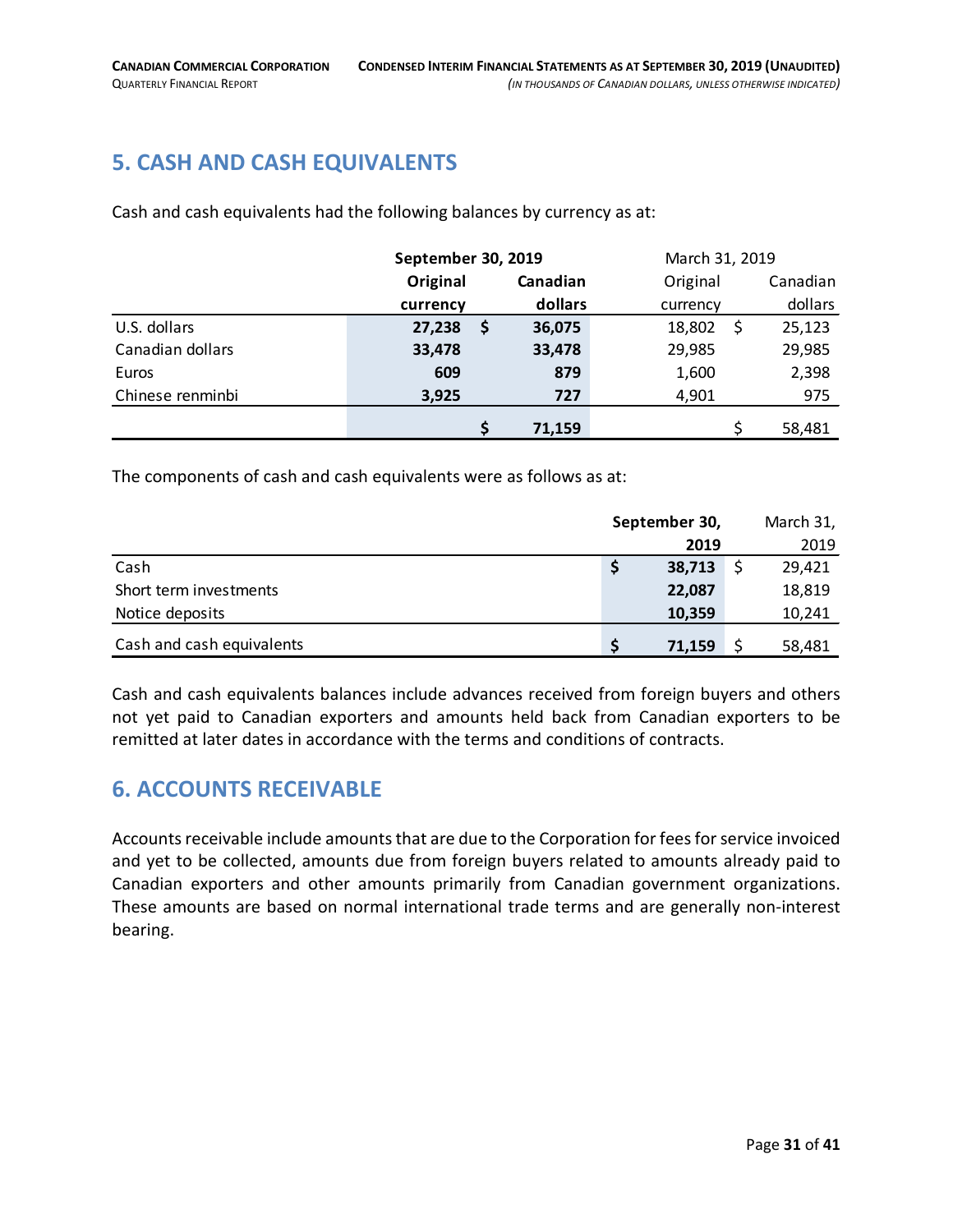## 5. CASH AND CASH EQUIVALENTS

Cash and cash equivalents had the following balances by currency as at:

| | **September 30, 2019** | | March 31, 2019 | |
|---|---|---|---|---|
| | **Original currency** | **Canadian dollars** | Original currency | Canadian dollars |
| U.S. dollars | **27,238** | **$ 36,075** | 18,802 | $ 25,123 |
| Canadian dollars | **33,478** | **33,478** | 29,985 | 29,985 |
| Euros | **609** | **879** | 1,600 | 2,398 |
| Chinese renminbi | **3,925** | **727** | 4,901 | 975 |
| | | **$ 71,159** | | $ 58,481 |

The components of cash and cash equivalents were as follows as at:

| | **September 30, 2019** | March 31, 2019 |
|---|---|---|
| Cash | **$ 38,713** | $ 29,421 |
| Short term investments | **22,087** | 18,819 |
| Notice deposits | **10,359** | 10,241 |
| Cash and cash equivalents | **$ 71,159** | $ 58,481 |

Cash and cash equivalents balances include advances received from foreign buyers and others not yet paid to Canadian exporters and amounts held back from Canadian exporters to be remitted at later dates in accordance with the terms and conditions of contracts.

## 6. ACCOUNTS RECEIVABLE

Accounts receivable include amounts that are due to the Corporation for fees for service invoiced and yet to be collected, amounts due from foreign buyers related to amounts already paid to Canadian exporters and other amounts primarily from Canadian government organizations. These amounts are based on normal international trade terms and are generally non-interest bearing.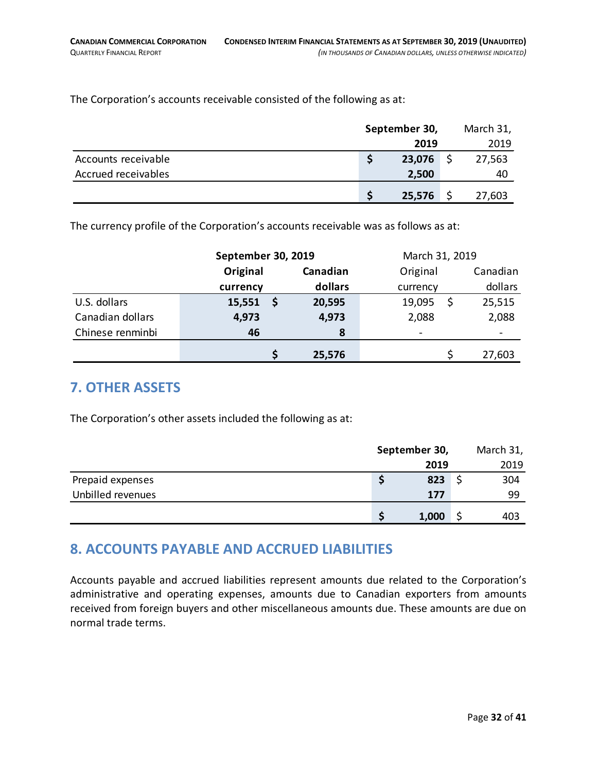The Corporation's accounts receivable consisted of the following as at:

| | September 30, 2019 | March 31, 2019 |
|---|---|---|
| Accounts receivable | $ 23,076 | $ 27,563 |
| Accrued receivables | 2,500 | 40 |
| | $ 25,576 | $ 27,603 |

The currency profile of the Corporation's accounts receivable was as follows as at:

| | September 30, 2019 | | March 31, 2019 | |
|---|---|---|---|---|
| | Original currency | Canadian dollars | Original currency | Canadian dollars |
| U.S. dollars | 15,551 | $ 20,595 | 19,095 | $ 25,515 |
| Canadian dollars | 4,973 | 4,973 | 2,088 | 2,088 |
| Chinese renminbi | 46 | 8 | - | - |
| | | $ 25,576 | | $ 27,603 |

## 7. OTHER ASSETS

The Corporation's other assets included the following as at:

| | September 30, 2019 | March 31, 2019 |
|---|---|---|
| Prepaid expenses | $ 823 | $ 304 |
| Unbilled revenues | 177 | 99 |
| | $ 1,000 | $ 403 |

## 8. ACCOUNTS PAYABLE AND ACCRUED LIABILITIES

Accounts payable and accrued liabilities represent amounts due related to the Corporation's administrative and operating expenses, amounts due to Canadian exporters from amounts received from foreign buyers and other miscellaneous amounts due. These amounts are due on normal trade terms.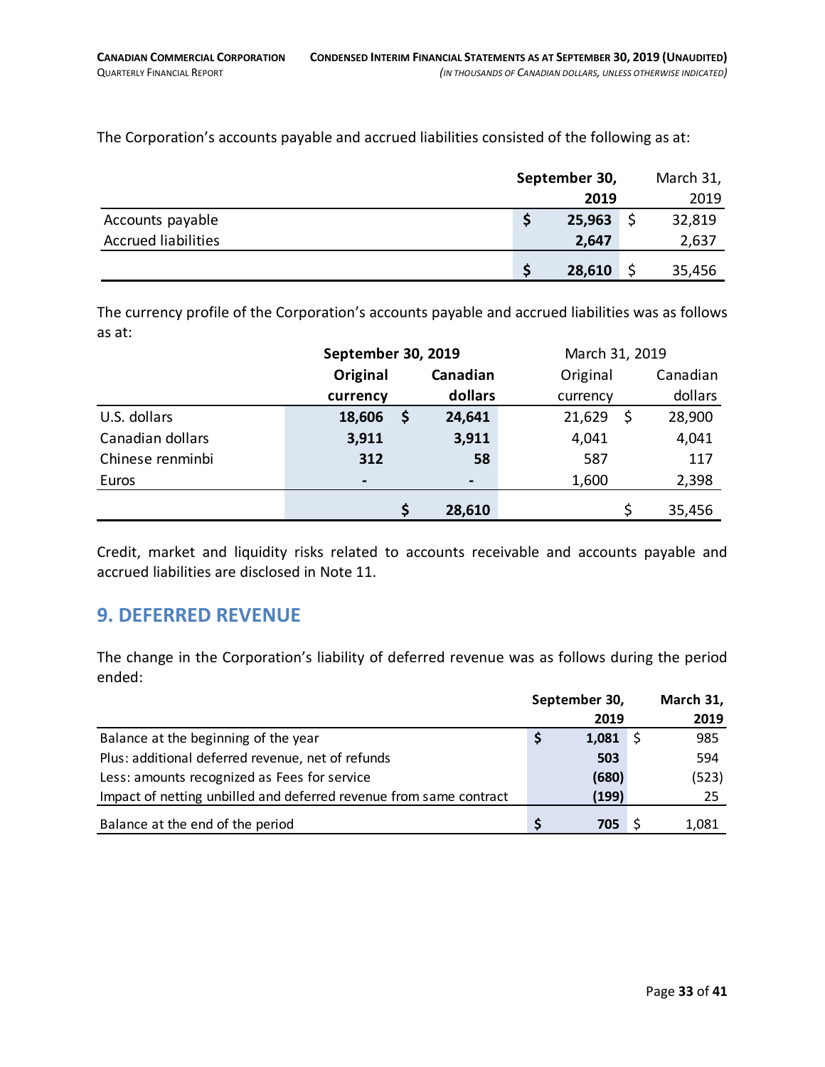The Corporation's accounts payable and accrued liabilities consisted of the following as at:

| | September 30, 2019 | March 31, 2019 |
|---|---|---|
| Accounts payable | $ 25,963 | $ 32,819 |
| Accrued liabilities | 2,647 | 2,637 |
| | $ 28,610 | $ 35,456 |

The currency profile of the Corporation's accounts payable and accrued liabilities was as follows as at:

| | September 30, 2019 | | March 31, 2019 | |
|---|---|---|---|---|
| | Original currency | Canadian dollars | Original currency | Canadian dollars |
| U.S. dollars | 18,606 | $ 24,641 | 21,629 | $ 28,900 |
| Canadian dollars | 3,911 | 3,911 | 4,041 | 4,041 |
| Chinese renminbi | 312 | 58 | 587 | 117 |
| Euros | - | - | 1,600 | 2,398 |
| | | $ 28,610 | | $ 35,456 |

Credit, market and liquidity risks related to accounts receivable and accounts payable and accrued liabilities are disclosed in Note 11.

## 9. DEFERRED REVENUE

The change in the Corporation's liability of deferred revenue was as follows during the period ended:

| | September 30, 2019 | March 31, 2019 |
|---|---|---|
| Balance at the beginning of the year | $ 1,081 | $ 985 |
| Plus: additional deferred revenue, net of refunds | 503 | 594 |
| Less: amounts recognized as Fees for service | (680) | (523) |
| Impact of netting unbilled and deferred revenue from same contract | (199) | 25 |
| Balance at the end of the period | $ 705 | $ 1,081 |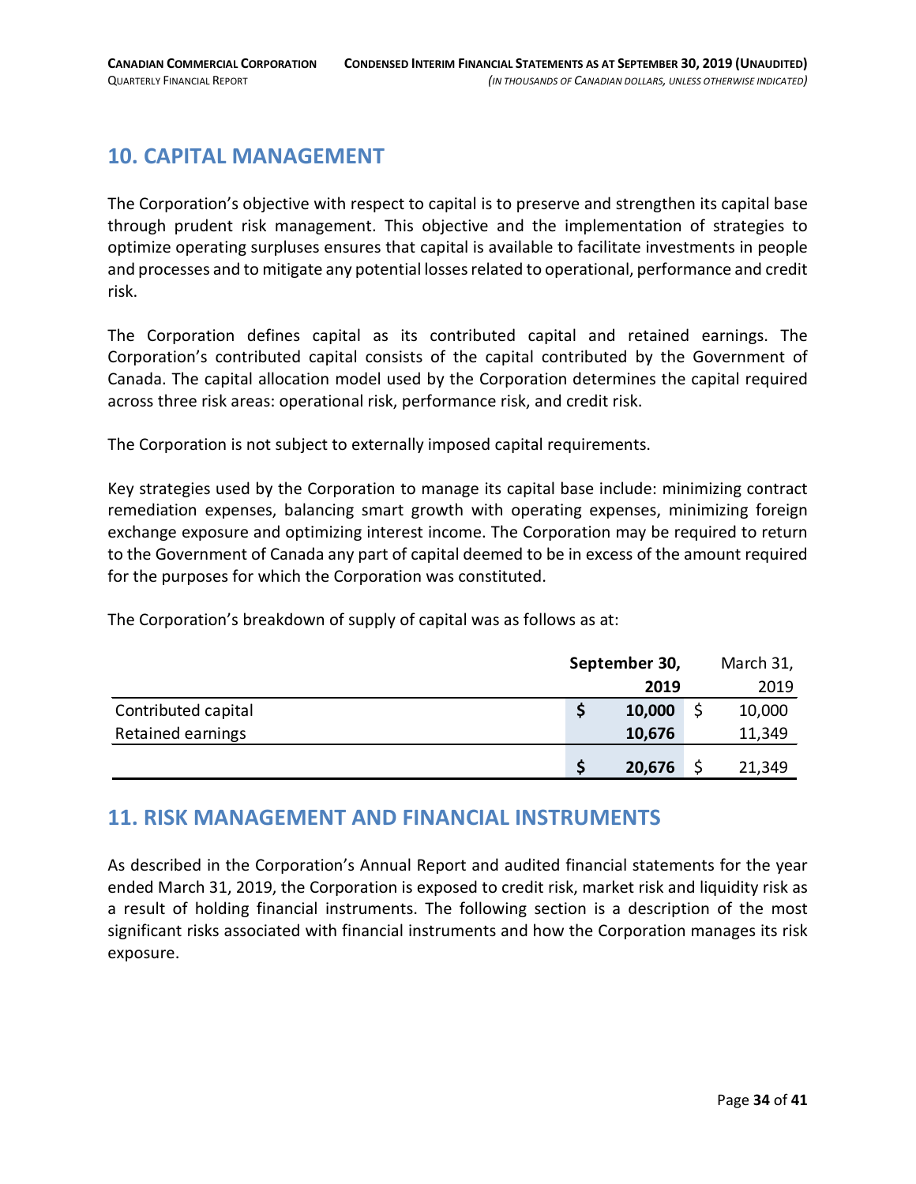## 10. CAPITAL MANAGEMENT

The Corporation's objective with respect to capital is to preserve and strengthen its capital base through prudent risk management. This objective and the implementation of strategies to optimize operating surpluses ensures that capital is available to facilitate investments in people and processes and to mitigate any potential losses related to operational, performance and credit risk.

The Corporation defines capital as its contributed capital and retained earnings. The Corporation's contributed capital consists of the capital contributed by the Government of Canada. The capital allocation model used by the Corporation determines the capital required across three risk areas: operational risk, performance risk, and credit risk.

The Corporation is not subject to externally imposed capital requirements.

Key strategies used by the Corporation to manage its capital base include: minimizing contract remediation expenses, balancing smart growth with operating expenses, minimizing foreign exchange exposure and optimizing interest income. The Corporation may be required to return to the Government of Canada any part of capital deemed to be in excess of the amount required for the purposes for which the Corporation was constituted.

The Corporation's breakdown of supply of capital was as follows as at:

| | **September 30, 2019** | March 31, 2019 |
|---|---|---|
| Contributed capital | **$ 10,000** | $ 10,000 |
| Retained earnings | **10,676** | 11,349 |
| | **$ 20,676** | $ 21,349 |

## 11. RISK MANAGEMENT AND FINANCIAL INSTRUMENTS

As described in the Corporation's Annual Report and audited financial statements for the year ended March 31, 2019, the Corporation is exposed to credit risk, market risk and liquidity risk as a result of holding financial instruments. The following section is a description of the most significant risks associated with financial instruments and how the Corporation manages its risk exposure.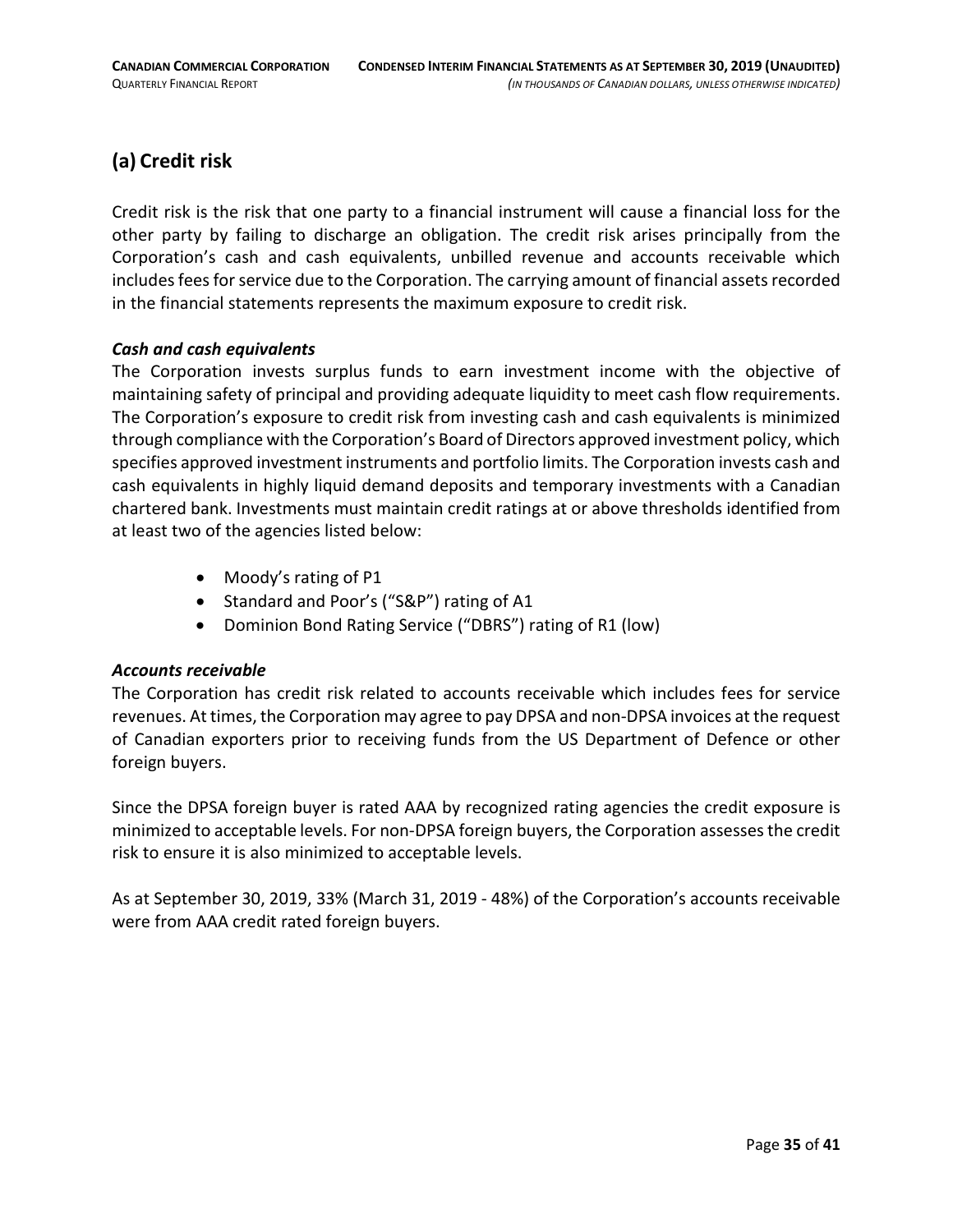## (a) Credit risk

Credit risk is the risk that one party to a financial instrument will cause a financial loss for the other party by failing to discharge an obligation. The credit risk arises principally from the Corporation's cash and cash equivalents, unbilled revenue and accounts receivable which includes fees for service due to the Corporation. The carrying amount of financial assets recorded in the financial statements represents the maximum exposure to credit risk.

***Cash and cash equivalents***

The Corporation invests surplus funds to earn investment income with the objective of maintaining safety of principal and providing adequate liquidity to meet cash flow requirements. The Corporation's exposure to credit risk from investing cash and cash equivalents is minimized through compliance with the Corporation's Board of Directors approved investment policy, which specifies approved investment instruments and portfolio limits. The Corporation invests cash and cash equivalents in highly liquid demand deposits and temporary investments with a Canadian chartered bank. Investments must maintain credit ratings at or above thresholds identified from at least two of the agencies listed below:

- Moody's rating of P1
- Standard and Poor's ("S&P") rating of A1
- Dominion Bond Rating Service ("DBRS") rating of R1 (low)

***Accounts receivable***

The Corporation has credit risk related to accounts receivable which includes fees for service revenues. At times, the Corporation may agree to pay DPSA and non-DPSA invoices at the request of Canadian exporters prior to receiving funds from the US Department of Defence or other foreign buyers.

Since the DPSA foreign buyer is rated AAA by recognized rating agencies the credit exposure is minimized to acceptable levels. For non-DPSA foreign buyers, the Corporation assesses the credit risk to ensure it is also minimized to acceptable levels.

As at September 30, 2019, 33% (March 31, 2019 - 48%) of the Corporation's accounts receivable were from AAA credit rated foreign buyers.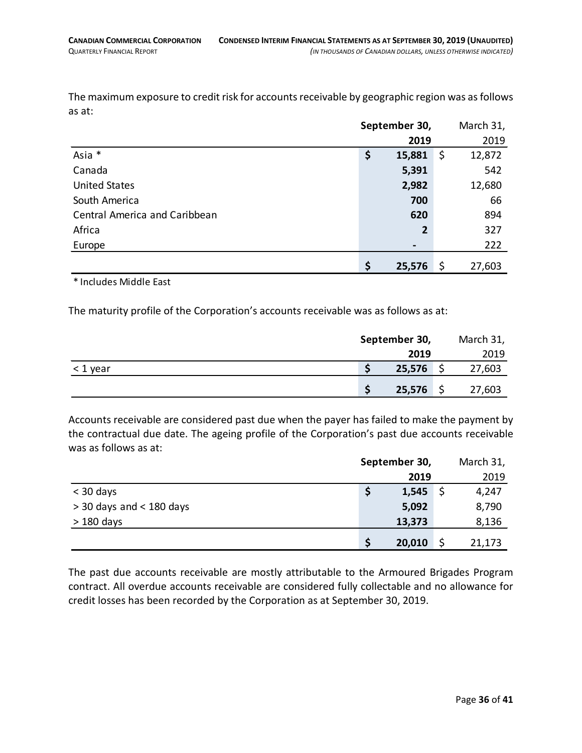The maximum exposure to credit risk for accounts receivable by geographic region was as follows as at:

| | September 30, 2019 | March 31, 2019 |
|---|---|---|
| Asia * | $ 15,881 | $ 12,872 |
| Canada | 5,391 | 542 |
| United States | 2,982 | 12,680 |
| South America | 700 | 66 |
| Central America and Caribbean | 620 | 894 |
| Africa | 2 | 327 |
| Europe | - | 222 |
| | $ 25,576 | $ 27,603 |

\* Includes Middle East

The maturity profile of the Corporation's accounts receivable was as follows as at:

| | September 30, 2019 | March 31, 2019 |
|---|---|---|
| < 1 year | $ 25,576 | $ 27,603 |
| | $ 25,576 | $ 27,603 |

Accounts receivable are considered past due when the payer has failed to make the payment by the contractual due date. The ageing profile of the Corporation's past due accounts receivable was as follows as at:

| | September 30, 2019 | March 31, 2019 |
|---|---|---|
| < 30 days | $ 1,545 | $ 4,247 |
| > 30 days and < 180 days | 5,092 | 8,790 |
| > 180 days | 13,373 | 8,136 |
| | $ 20,010 | $ 21,173 |

The past due accounts receivable are mostly attributable to the Armoured Brigades Program contract. All overdue accounts receivable are considered fully collectable and no allowance for credit losses has been recorded by the Corporation as at September 30, 2019.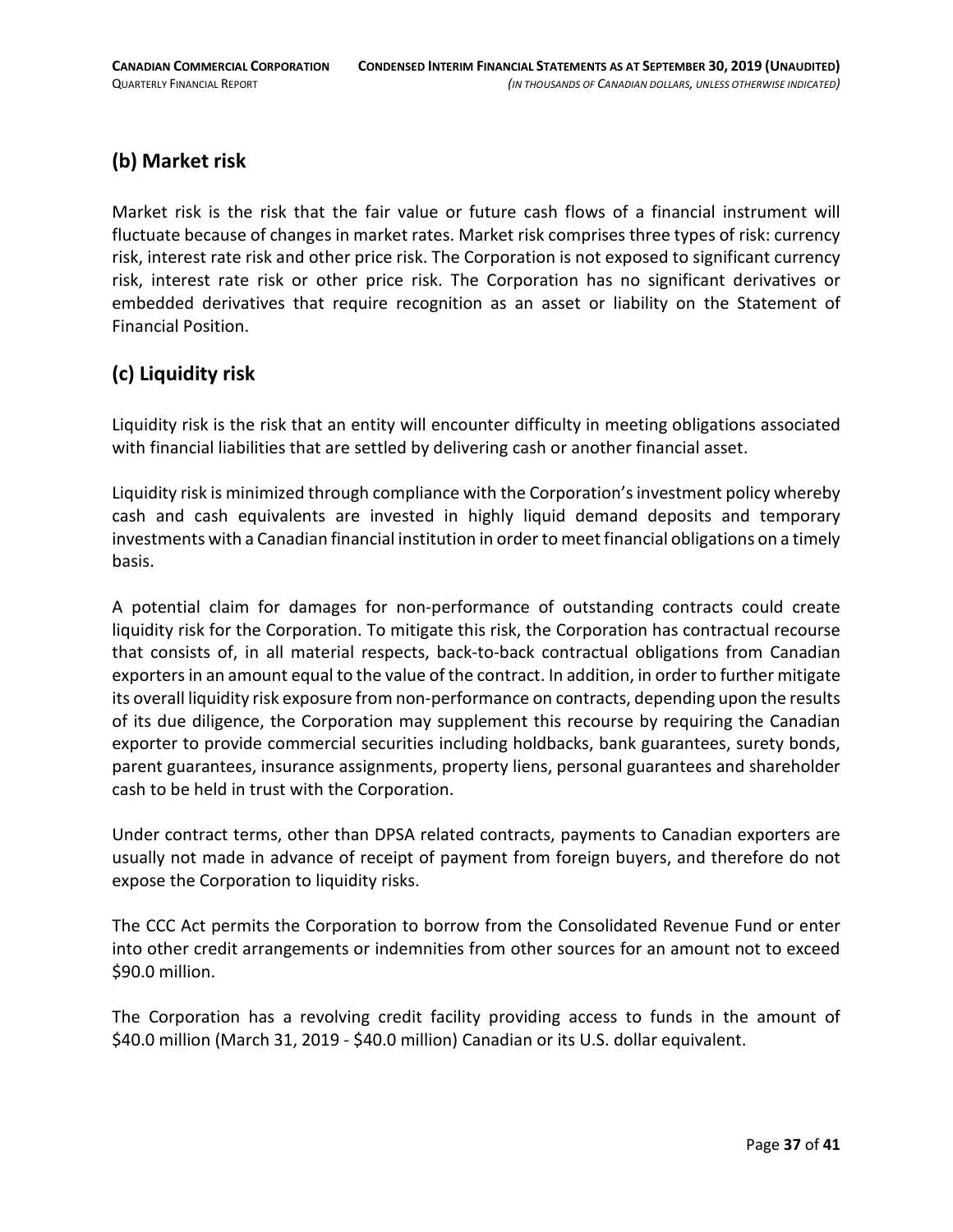## (b) Market risk

Market risk is the risk that the fair value or future cash flows of a financial instrument will fluctuate because of changes in market rates. Market risk comprises three types of risk: currency risk, interest rate risk and other price risk. The Corporation is not exposed to significant currency risk, interest rate risk or other price risk. The Corporation has no significant derivatives or embedded derivatives that require recognition as an asset or liability on the Statement of Financial Position.

## (c) Liquidity risk

Liquidity risk is the risk that an entity will encounter difficulty in meeting obligations associated with financial liabilities that are settled by delivering cash or another financial asset.

Liquidity risk is minimized through compliance with the Corporation's investment policy whereby cash and cash equivalents are invested in highly liquid demand deposits and temporary investments with a Canadian financial institution in order to meet financial obligations on a timely basis.

A potential claim for damages for non-performance of outstanding contracts could create liquidity risk for the Corporation. To mitigate this risk, the Corporation has contractual recourse that consists of, in all material respects, back-to-back contractual obligations from Canadian exporters in an amount equal to the value of the contract. In addition, in order to further mitigate its overall liquidity risk exposure from non-performance on contracts, depending upon the results of its due diligence, the Corporation may supplement this recourse by requiring the Canadian exporter to provide commercial securities including holdbacks, bank guarantees, surety bonds, parent guarantees, insurance assignments, property liens, personal guarantees and shareholder cash to be held in trust with the Corporation.

Under contract terms, other than DPSA related contracts, payments to Canadian exporters are usually not made in advance of receipt of payment from foreign buyers, and therefore do not expose the Corporation to liquidity risks.

The CCC Act permits the Corporation to borrow from the Consolidated Revenue Fund or enter into other credit arrangements or indemnities from other sources for an amount not to exceed $90.0 million.

The Corporation has a revolving credit facility providing access to funds in the amount of $40.0 million (March 31, 2019 - $40.0 million) Canadian or its U.S. dollar equivalent.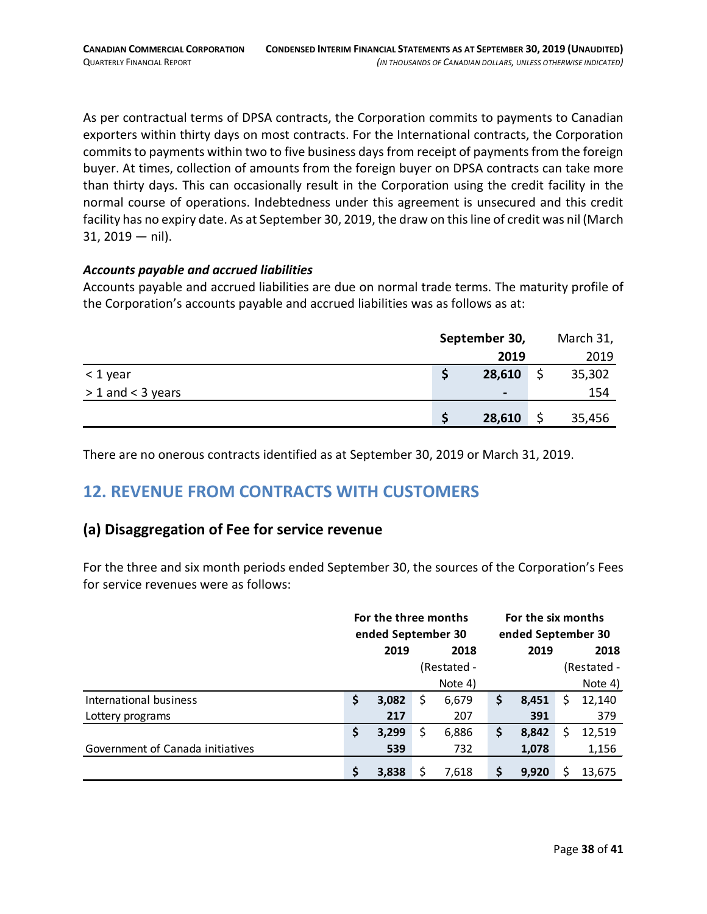As per contractual terms of DPSA contracts, the Corporation commits to payments to Canadian exporters within thirty days on most contracts. For the International contracts, the Corporation commits to payments within two to five business days from receipt of payments from the foreign buyer. At times, collection of amounts from the foreign buyer on DPSA contracts can take more than thirty days. This can occasionally result in the Corporation using the credit facility in the normal course of operations. Indebtedness under this agreement is unsecured and this credit facility has no expiry date. As at September 30, 2019, the draw on this line of credit was nil (March 31, 2019 — nil).

### *Accounts payable and accrued liabilities*

Accounts payable and accrued liabilities are due on normal trade terms. The maturity profile of the Corporation's accounts payable and accrued liabilities was as follows as at:

| | **September 30, 2019** | March 31, 2019 |
|---|---|---|
| < 1 year | **$ 28,610** | $ 35,302 |
| > 1 and < 3 years | **-** | 154 |
| | **$ 28,610** | $ 35,456 |

There are no onerous contracts identified as at September 30, 2019 or March 31, 2019.

# 12. REVENUE FROM CONTRACTS WITH CUSTOMERS

## (a) Disaggregation of Fee for service revenue

For the three and six month periods ended September 30, the sources of the Corporation's Fees for service revenues were as follows:

| | **For the three months ended September 30** | | **For the six months ended September 30** | |
|---|---|---|---|---|
| | **2019** | **2018** (Restated - Note 4) | **2019** | **2018** (Restated - Note 4) |
| International business | **$ 3,082** | $ 6,679 | **$ 8,451** | $ 12,140 |
| Lottery programs | **217** | 207 | **391** | 379 |
| | **$ 3,299** | $ 6,886 | **$ 8,842** | $ 12,519 |
| Government of Canada initiatives | **539** | 732 | **1,078** | 1,156 |
| | **$ 3,838** | $ 7,618 | **$ 9,920** | $ 13,675 |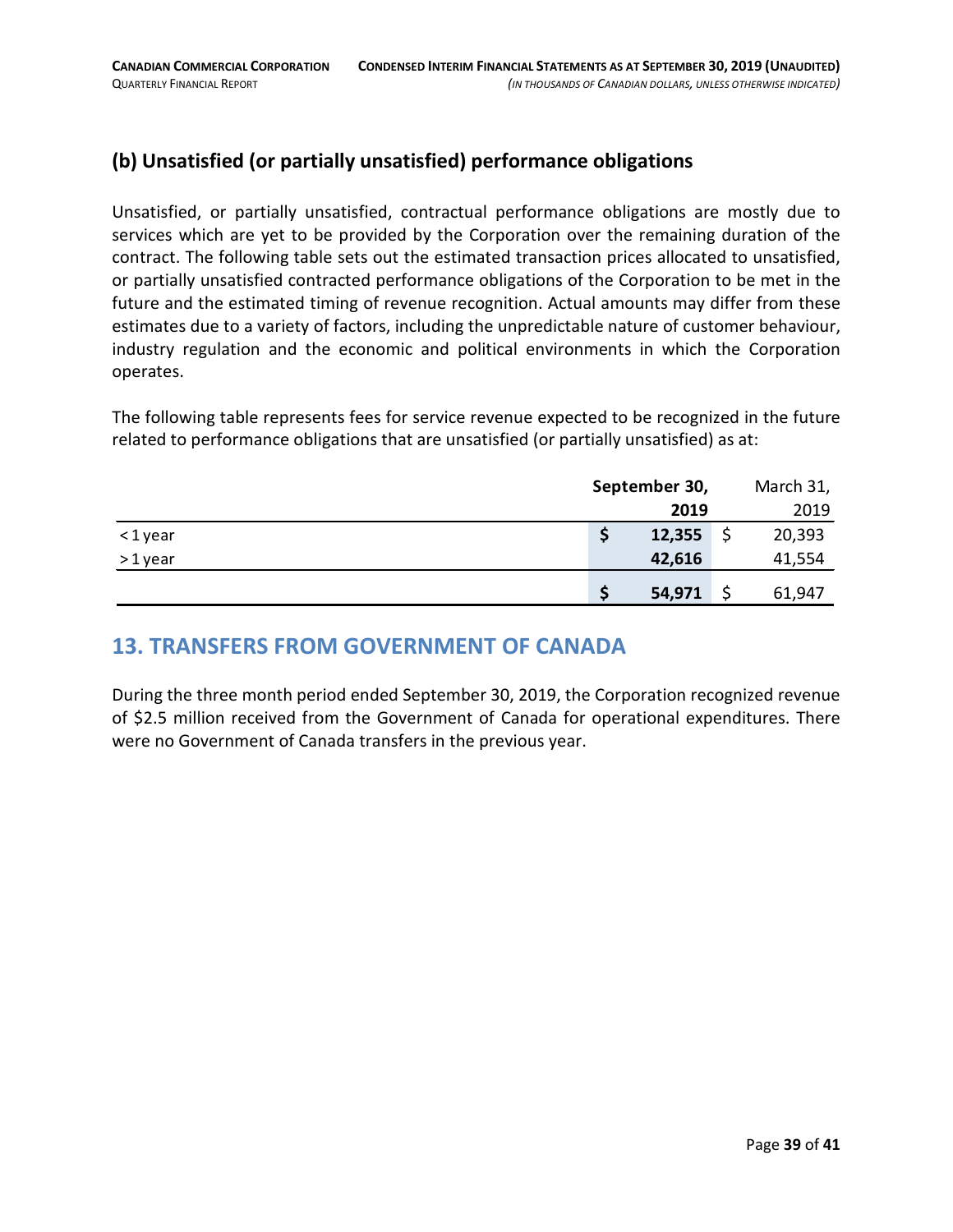## (b) Unsatisfied (or partially unsatisfied) performance obligations

Unsatisfied, or partially unsatisfied, contractual performance obligations are mostly due to services which are yet to be provided by the Corporation over the remaining duration of the contract. The following table sets out the estimated transaction prices allocated to unsatisfied, or partially unsatisfied contracted performance obligations of the Corporation to be met in the future and the estimated timing of revenue recognition. Actual amounts may differ from these estimates due to a variety of factors, including the unpredictable nature of customer behaviour, industry regulation and the economic and political environments in which the Corporation operates.

The following table represents fees for service revenue expected to be recognized in the future related to performance obligations that are unsatisfied (or partially unsatisfied) as at:

| | **September 30, 2019** | March 31, 2019 |
|---|---|---|
| < 1 year | **$ 12,355** | $ 20,393 |
| > 1 year | **42,616** | 41,554 |
| | **$ 54,971** | $ 61,947 |

# 13. TRANSFERS FROM GOVERNMENT OF CANADA

During the three month period ended September 30, 2019, the Corporation recognized revenue of $2.5 million received from the Government of Canada for operational expenditures. There were no Government of Canada transfers in the previous year.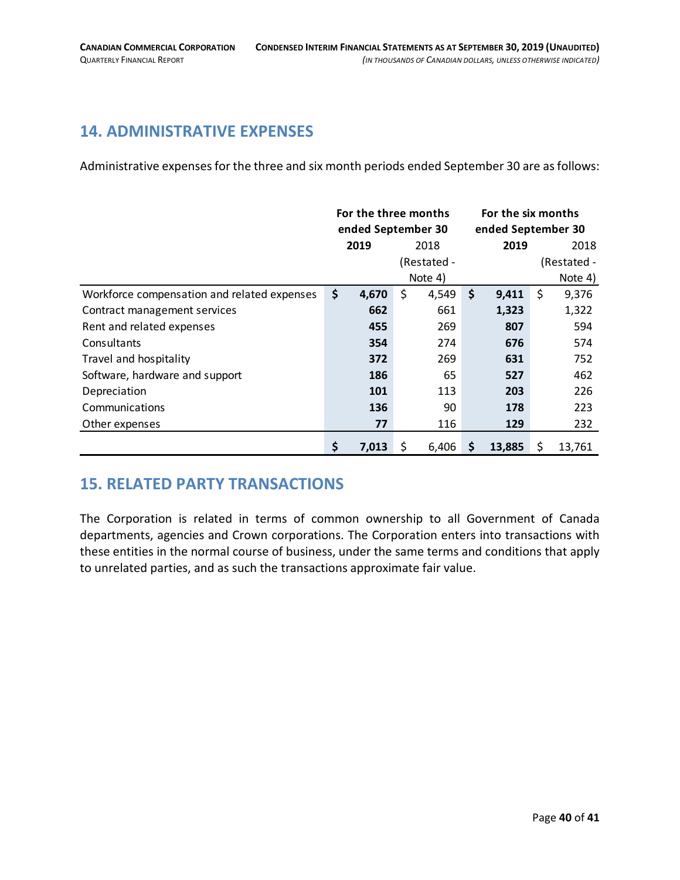## 14. ADMINISTRATIVE EXPENSES

Administrative expenses for the three and six month periods ended September 30 are as follows:

| | For the three months ended September 30 | | For the six months ended September 30 | |
|---|---|---|---|---|
| | **2019** | 2018 (Restated - Note 4) | **2019** | 2018 (Restated - Note 4) |
| Workforce compensation and related expenses | **$ 4,670** | $ 4,549 | **$ 9,411** | $ 9,376 |
| Contract management services | **662** | 661 | **1,323** | 1,322 |
| Rent and related expenses | **455** | 269 | **807** | 594 |
| Consultants | **354** | 274 | **676** | 574 |
| Travel and hospitality | **372** | 269 | **631** | 752 |
| Software, hardware and support | **186** | 65 | **527** | 462 |
| Depreciation | **101** | 113 | **203** | 226 |
| Communications | **136** | 90 | **178** | 223 |
| Other expenses | **77** | 116 | **129** | 232 |
| | **$ 7,013** | $ 6,406 | **$ 13,885** | $ 13,761 |

## 15. RELATED PARTY TRANSACTIONS

The Corporation is related in terms of common ownership to all Government of Canada departments, agencies and Crown corporations. The Corporation enters into transactions with these entities in the normal course of business, under the same terms and conditions that apply to unrelated parties, and as such the transactions approximate fair value.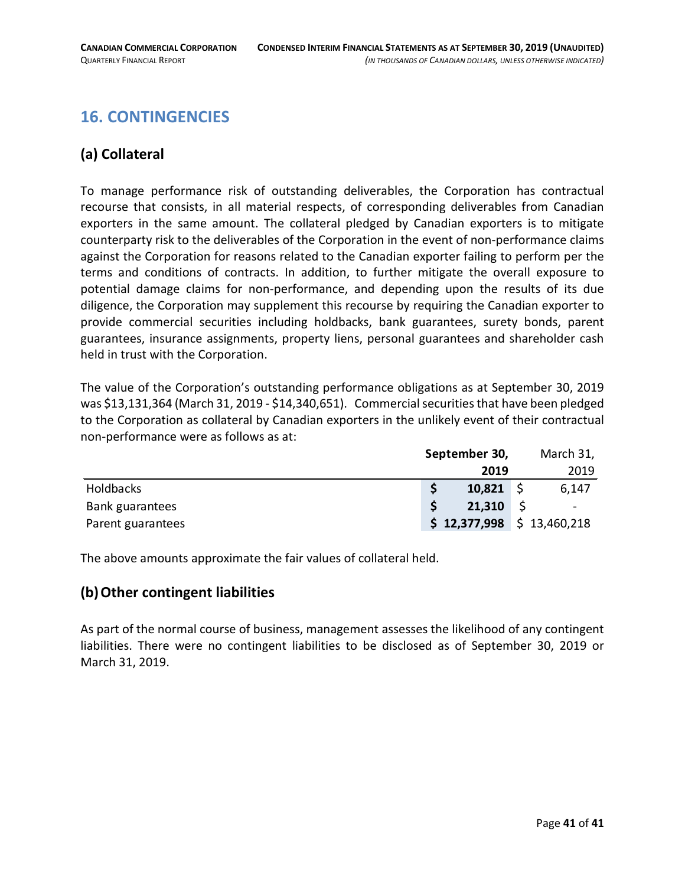## 16. CONTINGENCIES

### (a) Collateral

To manage performance risk of outstanding deliverables, the Corporation has contractual recourse that consists, in all material respects, of corresponding deliverables from Canadian exporters in the same amount. The collateral pledged by Canadian exporters is to mitigate counterparty risk to the deliverables of the Corporation in the event of non-performance claims against the Corporation for reasons related to the Canadian exporter failing to perform per the terms and conditions of contracts. In addition, to further mitigate the overall exposure to potential damage claims for non-performance, and depending upon the results of its due diligence, the Corporation may supplement this recourse by requiring the Canadian exporter to provide commercial securities including holdbacks, bank guarantees, surety bonds, parent guarantees, insurance assignments, property liens, personal guarantees and shareholder cash held in trust with the Corporation.

The value of the Corporation's outstanding performance obligations as at September 30, 2019 was $13,131,364 (March 31, 2019 - $14,340,651). Commercial securities that have been pledged to the Corporation as collateral by Canadian exporters in the unlikely event of their contractual non-performance were as follows as at:

| | **September 30, 2019** | March 31, 2019 |
|---|---|---|
| Holdbacks | **$ 10,821** | $ 6,147 |
| Bank guarantees | **$ 21,310** | $ - |
| Parent guarantees | **$ 12,377,998** | $ 13,460,218 |

The above amounts approximate the fair values of collateral held.

### (b) Other contingent liabilities

As part of the normal course of business, management assesses the likelihood of any contingent liabilities. There were no contingent liabilities to be disclosed as of September 30, 2019 or March 31, 2019.